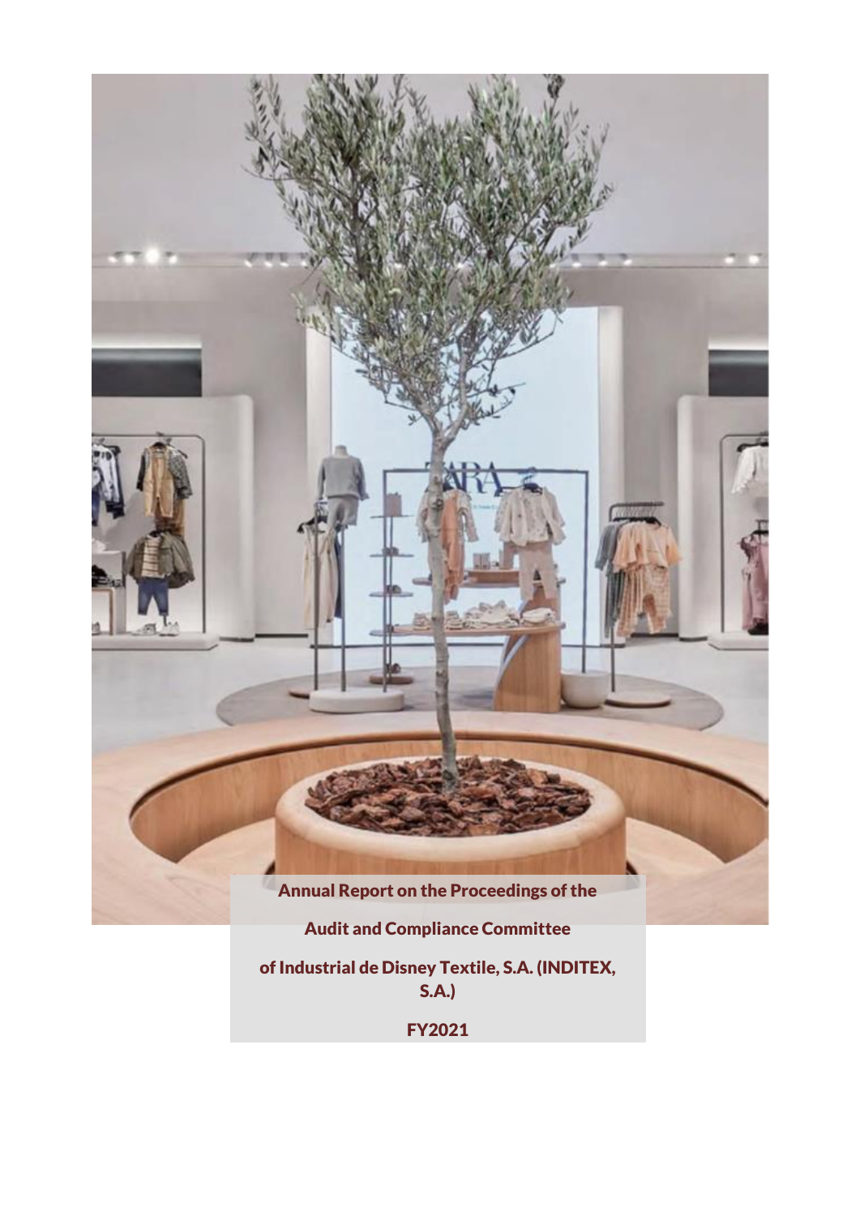# Annual Report on the Proceedings of the Audit and Compliance Committee of Industrial de Disney Textile, S.A. (INDITEX, S.A.)

FY2021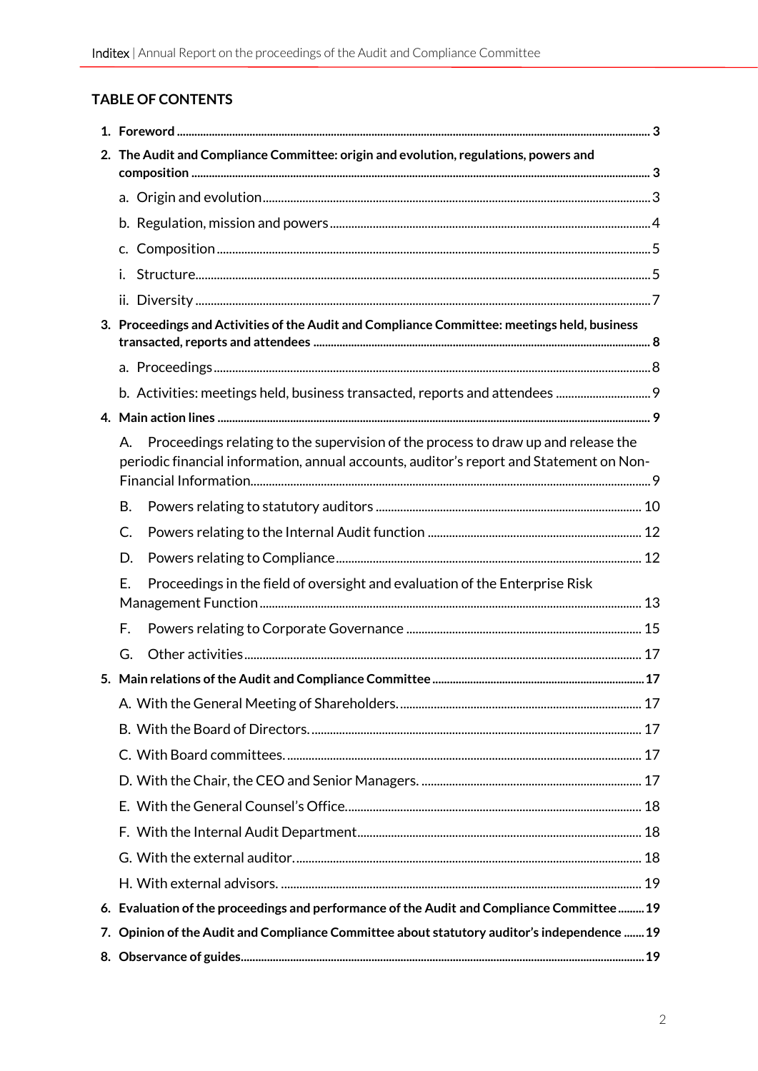## TABLE OF CONTENTS

1. **Foreword** ........ 3
2. **The Audit and Compliance Committee: origin and evolution, regulations, powers and composition** ........ 3
   - a. Origin and evolution ........ 3
   - b. Regulation, mission and powers ........ 4
   - c. Composition ........ 5
   - i. Structure ........ 5
   - ii. Diversity ........ 7
3. **Proceedings and Activities of the Audit and Compliance Committee: meetings held, business transacted, reports and attendees** ........ 8
   - a. Proceedings ........ 8
   - b. Activities: meetings held, business transacted, reports and attendees ........ 9
4. **Main action lines** ........ 9
   - A. Proceedings relating to the supervision of the process to draw up and release the periodic financial information, annual accounts, auditor's report and Statement on Non-Financial Information ........ 9
   - B. Powers relating to statutory auditors ........ 10
   - C. Powers relating to the Internal Audit function ........ 12
   - D. Powers relating to Compliance ........ 12
   - E. Proceedings in the field of oversight and evaluation of the Enterprise Risk Management Function ........ 13
   - F. Powers relating to Corporate Governance ........ 15
   - G. Other activities ........ 17
5. **Main relations of the Audit and Compliance Committee** ........ 17
   - A. With the General Meeting of Shareholders. ........ 17
   - B. With the Board of Directors. ........ 17
   - C. With Board committees. ........ 17
   - D. With the Chair, the CEO and Senior Managers. ........ 17
   - E. With the General Counsel's Office. ........ 18
   - F. With the Internal Audit Department ........ 18
   - G. With the external auditor. ........ 18
   - H. With external advisors. ........ 19
6. **Evaluation of the proceedings and performance of the Audit and Compliance Committee** ........ 19
7. **Opinion of the Audit and Compliance Committee about statutory auditor's independence** ........ 19
8. **Observance of guides** ........ 19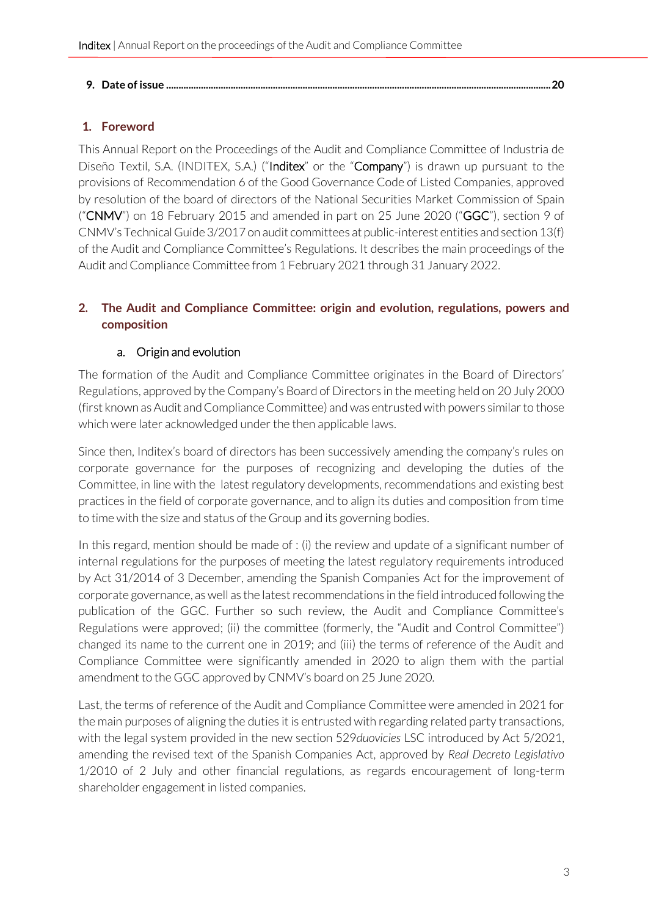**9. Date of issue .......................................................................................................................................................20**

## 1. Foreword

This Annual Report on the Proceedings of the Audit and Compliance Committee of Industria de Diseño Textil, S.A. (INDITEX, S.A.) ("**Inditex**" or the "**Company**") is drawn up pursuant to the provisions of Recommendation 6 of the Good Governance Code of Listed Companies, approved by resolution of the board of directors of the National Securities Market Commission of Spain ("**CNMV**") on 18 February 2015 and amended in part on 25 June 2020 ("**GGC**"), section 9 of CNMV's Technical Guide 3/2017 on audit committees at public-interest entities and section 13(f) of the Audit and Compliance Committee's Regulations. It describes the main proceedings of the Audit and Compliance Committee from 1 February 2021 through 31 January 2022.

## 2. The Audit and Compliance Committee: origin and evolution, regulations, powers and composition

### a. Origin and evolution

The formation of the Audit and Compliance Committee originates in the Board of Directors' Regulations, approved by the Company's Board of Directors in the meeting held on 20 July 2000 (first known as Audit and Compliance Committee) and was entrusted with powers similar to those which were later acknowledged under the then applicable laws.

Since then, Inditex's board of directors has been successively amending the company's rules on corporate governance for the purposes of recognizing and developing the duties of the Committee, in line with the latest regulatory developments, recommendations and existing best practices in the field of corporate governance, and to align its duties and composition from time to time with the size and status of the Group and its governing bodies.

In this regard, mention should be made of : (i) the review and update of a significant number of internal regulations for the purposes of meeting the latest regulatory requirements introduced by Act 31/2014 of 3 December, amending the Spanish Companies Act for the improvement of corporate governance, as well as the latest recommendations in the field introduced following the publication of the GGC. Further so such review, the Audit and Compliance Committee's Regulations were approved; (ii) the committee (formerly, the "Audit and Control Committee") changed its name to the current one in 2019; and (iii) the terms of reference of the Audit and Compliance Committee were significantly amended in 2020 to align them with the partial amendment to the GGC approved by CNMV's board on 25 June 2020.

Last, the terms of reference of the Audit and Compliance Committee were amended in 2021 for the main purposes of aligning the duties it is entrusted with regarding related party transactions, with the legal system provided in the new section 529*duovicies* LSC introduced by Act 5/2021, amending the revised text of the Spanish Companies Act, approved by *Real Decreto Legislativo* 1/2010 of 2 July and other financial regulations, as regards encouragement of long-term shareholder engagement in listed companies.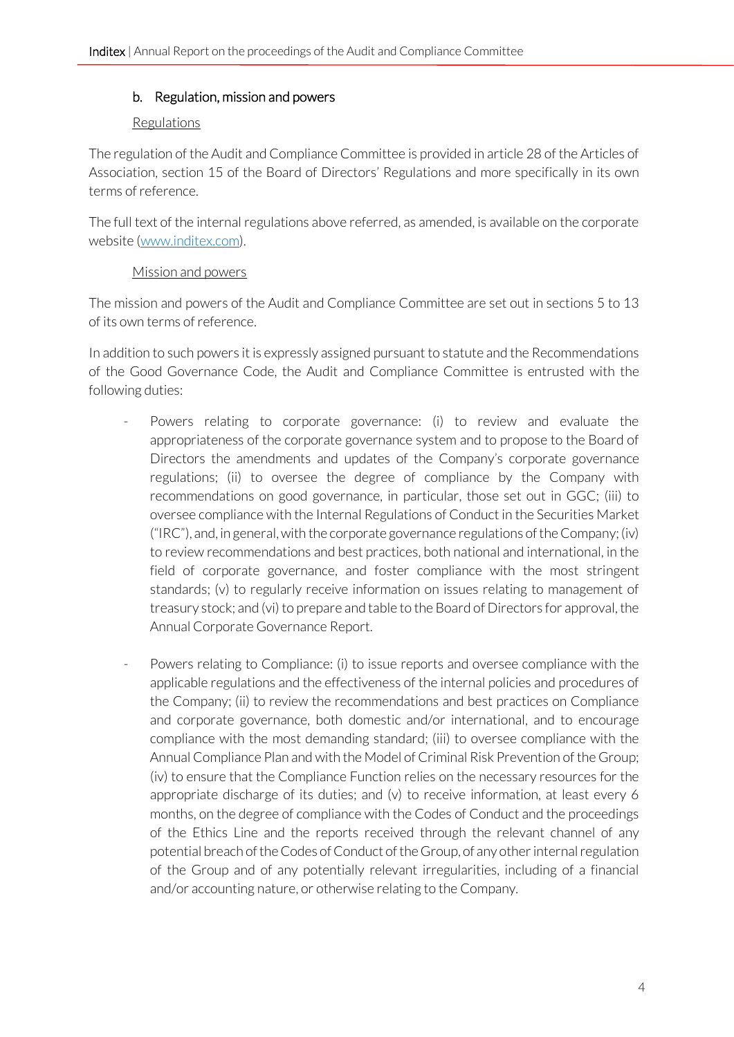### b. Regulation, mission and powers

Regulations

The regulation of the Audit and Compliance Committee is provided in article 28 of the Articles of Association, section 15 of the Board of Directors' Regulations and more specifically in its own terms of reference.

The full text of the internal regulations above referred, as amended, is available on the corporate website (www.inditex.com).

Mission and powers

The mission and powers of the Audit and Compliance Committee are set out in sections 5 to 13 of its own terms of reference.

In addition to such powers it is expressly assigned pursuant to statute and the Recommendations of the Good Governance Code, the Audit and Compliance Committee is entrusted with the following duties:

- Powers relating to corporate governance: (i) to review and evaluate the appropriateness of the corporate governance system and to propose to the Board of Directors the amendments and updates of the Company's corporate governance regulations; (ii) to oversee the degree of compliance by the Company with recommendations on good governance, in particular, those set out in GGC; (iii) to oversee compliance with the Internal Regulations of Conduct in the Securities Market ("IRC"), and, in general, with the corporate governance regulations of the Company; (iv) to review recommendations and best practices, both national and international, in the field of corporate governance, and foster compliance with the most stringent standards; (v) to regularly receive information on issues relating to management of treasury stock; and (vi) to prepare and table to the Board of Directors for approval, the Annual Corporate Governance Report.

- Powers relating to Compliance: (i) to issue reports and oversee compliance with the applicable regulations and the effectiveness of the internal policies and procedures of the Company; (ii) to review the recommendations and best practices on Compliance and corporate governance, both domestic and/or international, and to encourage compliance with the most demanding standard; (iii) to oversee compliance with the Annual Compliance Plan and with the Model of Criminal Risk Prevention of the Group; (iv) to ensure that the Compliance Function relies on the necessary resources for the appropriate discharge of its duties; and (v) to receive information, at least every 6 months, on the degree of compliance with the Codes of Conduct and the proceedings of the Ethics Line and the reports received through the relevant channel of any potential breach of the Codes of Conduct of the Group, of any other internal regulation of the Group and of any potentially relevant irregularities, including of a financial and/or accounting nature, or otherwise relating to the Company.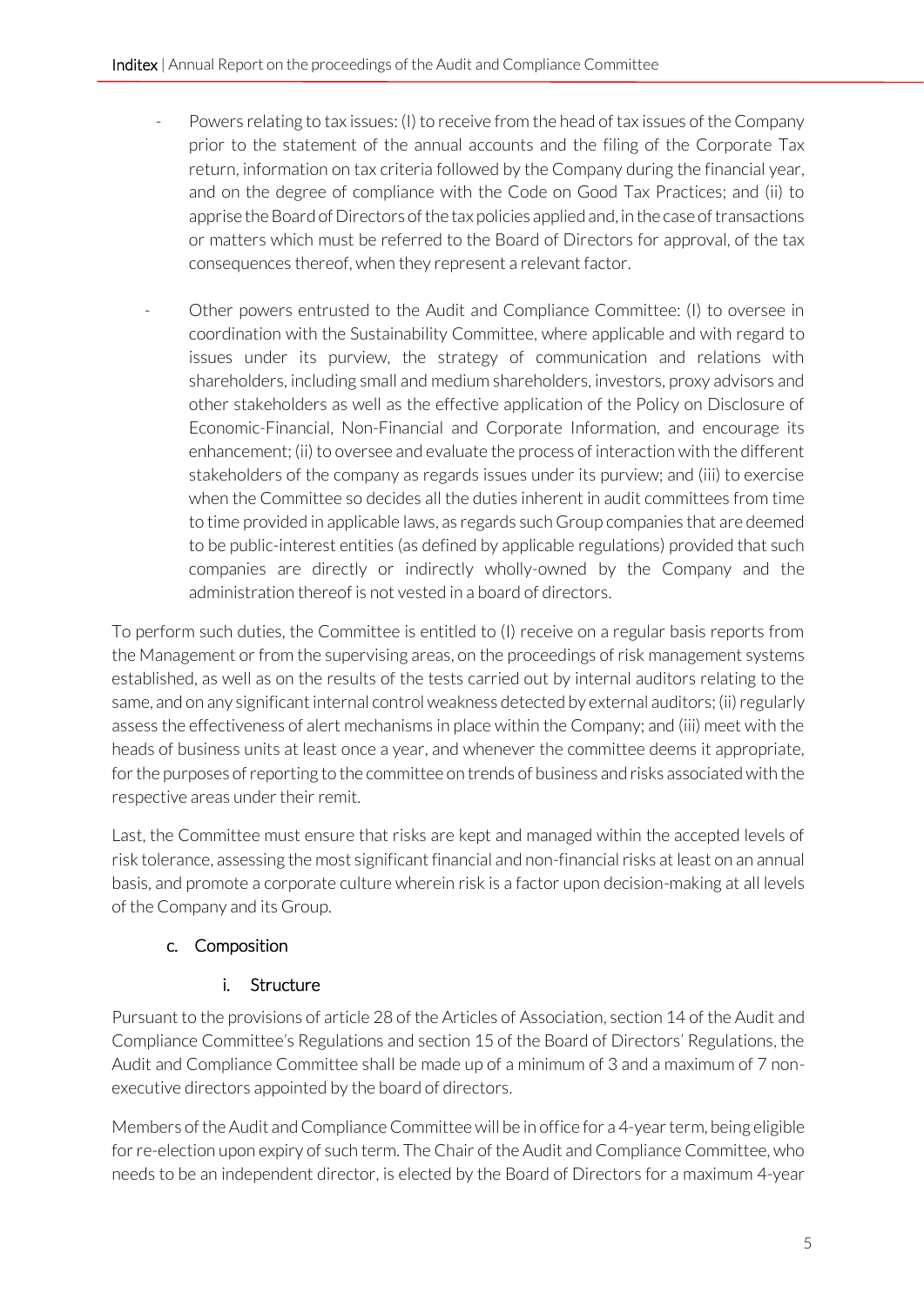- Powers relating to tax issues: (I) to receive from the head of tax issues of the Company prior to the statement of the annual accounts and the filing of the Corporate Tax return, information on tax criteria followed by the Company during the financial year, and on the degree of compliance with the Code on Good Tax Practices; and (ii) to apprise the Board of Directors of the tax policies applied and, in the case of transactions or matters which must be referred to the Board of Directors for approval, of the tax consequences thereof, when they represent a relevant factor.

- Other powers entrusted to the Audit and Compliance Committee: (I) to oversee in coordination with the Sustainability Committee, where applicable and with regard to issues under its purview, the strategy of communication and relations with shareholders, including small and medium shareholders, investors, proxy advisors and other stakeholders as well as the effective application of the Policy on Disclosure of Economic-Financial, Non-Financial and Corporate Information, and encourage its enhancement; (ii) to oversee and evaluate the process of interaction with the different stakeholders of the company as regards issues under its purview; and (iii) to exercise when the Committee so decides all the duties inherent in audit committees from time to time provided in applicable laws, as regards such Group companies that are deemed to be public-interest entities (as defined by applicable regulations) provided that such companies are directly or indirectly wholly-owned by the Company and the administration thereof is not vested in a board of directors.

To perform such duties, the Committee is entitled to (I) receive on a regular basis reports from the Management or from the supervising areas, on the proceedings of risk management systems established, as well as on the results of the tests carried out by internal auditors relating to the same, and on any significant internal control weakness detected by external auditors; (ii) regularly assess the effectiveness of alert mechanisms in place within the Company; and (iii) meet with the heads of business units at least once a year, and whenever the committee deems it appropriate, for the purposes of reporting to the committee on trends of business and risks associated with the respective areas under their remit.

Last, the Committee must ensure that risks are kept and managed within the accepted levels of risk tolerance, assessing the most significant financial and non-financial risks at least on an annual basis, and promote a corporate culture wherein risk is a factor upon decision-making at all levels of the Company and its Group.

### c. Composition

#### i. Structure

Pursuant to the provisions of article 28 of the Articles of Association, section 14 of the Audit and Compliance Committee's Regulations and section 15 of the Board of Directors' Regulations, the Audit and Compliance Committee shall be made up of a minimum of 3 and a maximum of 7 non-executive directors appointed by the board of directors.

Members of the Audit and Compliance Committee will be in office for a 4-year term, being eligible for re-election upon expiry of such term. The Chair of the Audit and Compliance Committee, who needs to be an independent director, is elected by the Board of Directors for a maximum 4-year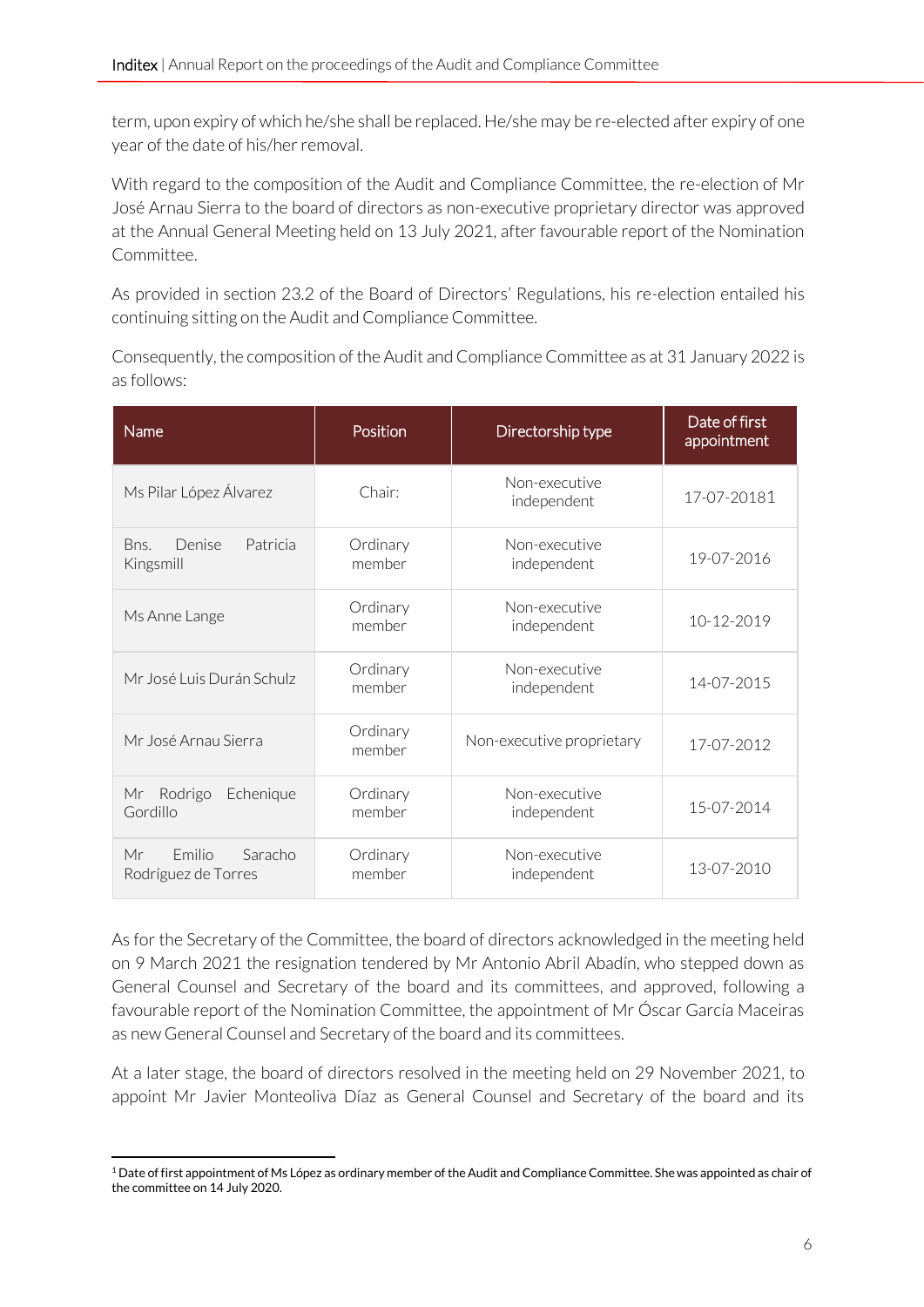term, upon expiry of which he/she shall be replaced. He/she may be re-elected after expiry of one year of the date of his/her removal.

With regard to the composition of the Audit and Compliance Committee, the re-election of Mr José Arnau Sierra to the board of directors as non-executive proprietary director was approved at the Annual General Meeting held on 13 July 2021, after favourable report of the Nomination Committee.

As provided in section 23.2 of the Board of Directors' Regulations, his re-election entailed his continuing sitting on the Audit and Compliance Committee.

Consequently, the composition of the Audit and Compliance Committee as at 31 January 2022 is as follows:

| Name | Position | Directorship type | Date of first appointment |
|---|---|---|---|
| Ms Pilar López Álvarez | Chair: | Non-executive independent | 17-07-2018[1] |
| Bns. Denise Patricia Kingsmill | Ordinary member | Non-executive independent | 19-07-2016 |
| Ms Anne Lange | Ordinary member | Non-executive independent | 10-12-2019 |
| Mr José Luis Durán Schulz | Ordinary member | Non-executive independent | 14-07-2015 |
| Mr José Arnau Sierra | Ordinary member | Non-executive proprietary | 17-07-2012 |
| Mr Rodrigo Echenique Gordillo | Ordinary member | Non-executive independent | 15-07-2014 |
| Mr Emilio Saracho Rodríguez de Torres | Ordinary member | Non-executive independent | 13-07-2010 |

As for the Secretary of the Committee, the board of directors acknowledged in the meeting held on 9 March 2021 the resignation tendered by Mr Antonio Abril Abadín, who stepped down as General Counsel and Secretary of the board and its committees, and approved, following a favourable report of the Nomination Committee, the appointment of Mr Óscar García Maceiras as new General Counsel and Secretary of the board and its committees.

At a later stage, the board of directors resolved in the meeting held on 29 November 2021, to appoint Mr Javier Monteoliva Díaz as General Counsel and Secretary of the board and its

[1] Date of first appointment of Ms López as ordinary member of the Audit and Compliance Committee. She was appointed as chair of the committee on 14 July 2020.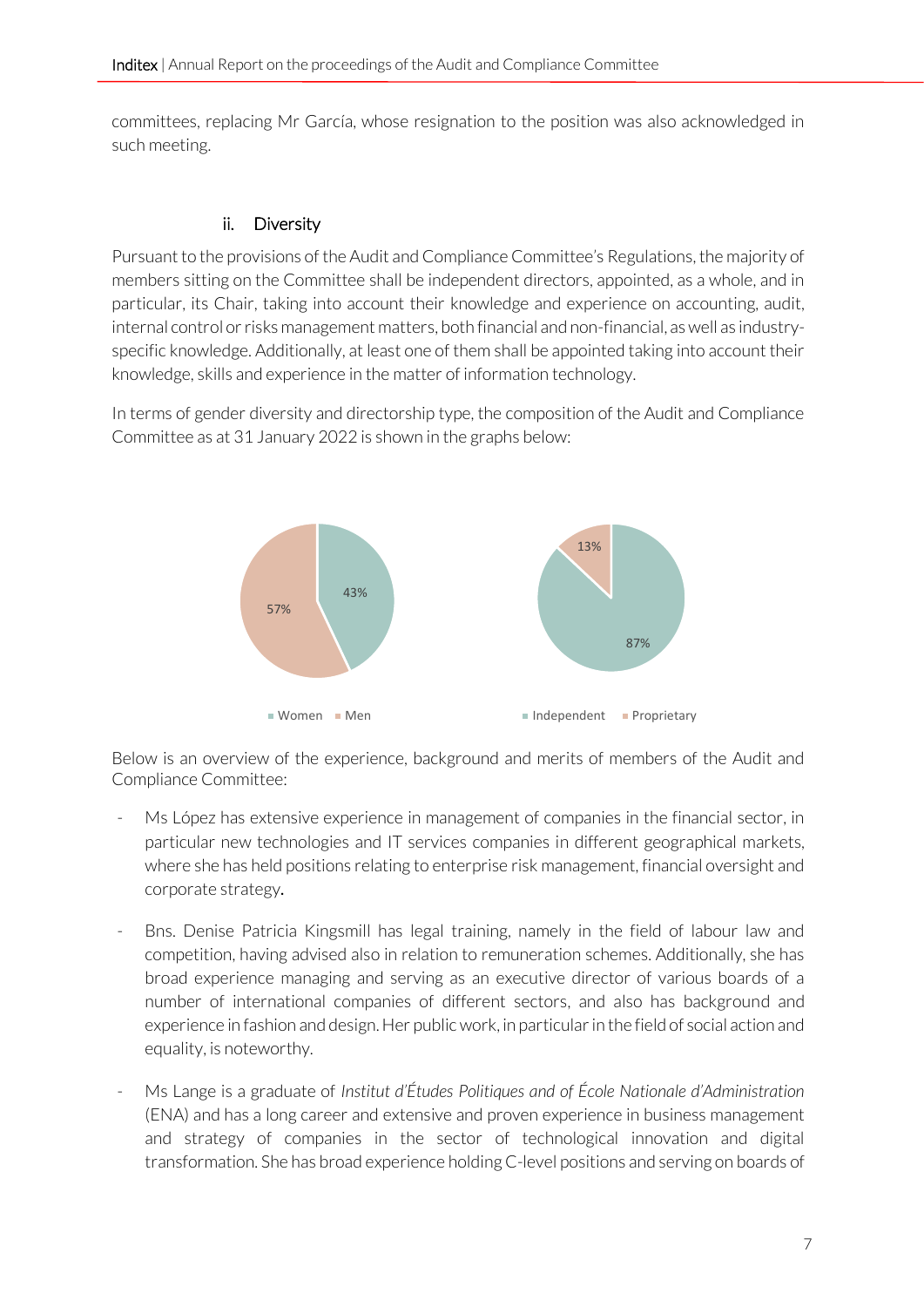committees, replacing Mr García, whose resignation to the position was also acknowledged in such meeting.

### ii. Diversity

Pursuant to the provisions of the Audit and Compliance Committee's Regulations, the majority of members sitting on the Committee shall be independent directors, appointed, as a whole, and in particular, its Chair, taking into account their knowledge and experience on accounting, audit, internal control or risks management matters, both financial and non-financial, as well as industry-specific knowledge. Additionally, at least one of them shall be appointed taking into account their knowledge, skills and experience in the matter of information technology.

In terms of gender diversity and directorship type, the composition of the Audit and Compliance Committee as at 31 January 2022 is shown in the graphs below:

| | |
|---|---|
| Women | 43% |
| Men | 57% |

| | |
|---|---|
| Independent | 87% |
| Proprietary | 13% |

Below is an overview of the experience, background and merits of members of the Audit and Compliance Committee:

- Ms López has extensive experience in management of companies in the financial sector, in particular new technologies and IT services companies in different geographical markets, where she has held positions relating to enterprise risk management, financial oversight and corporate strategy.

- Bns. Denise Patricia Kingsmill has legal training, namely in the field of labour law and competition, having advised also in relation to remuneration schemes. Additionally, she has broad experience managing and serving as an executive director of various boards of a number of international companies of different sectors, and also has background and experience in fashion and design. Her public work, in particular in the field of social action and equality, is noteworthy.

- Ms Lange is a graduate of *Institut d'Études Politiques and of École Nationale d'Administration* (ENA) and has a long career and extensive and proven experience in business management and strategy of companies in the sector of technological innovation and digital transformation. She has broad experience holding C-level positions and serving on boards of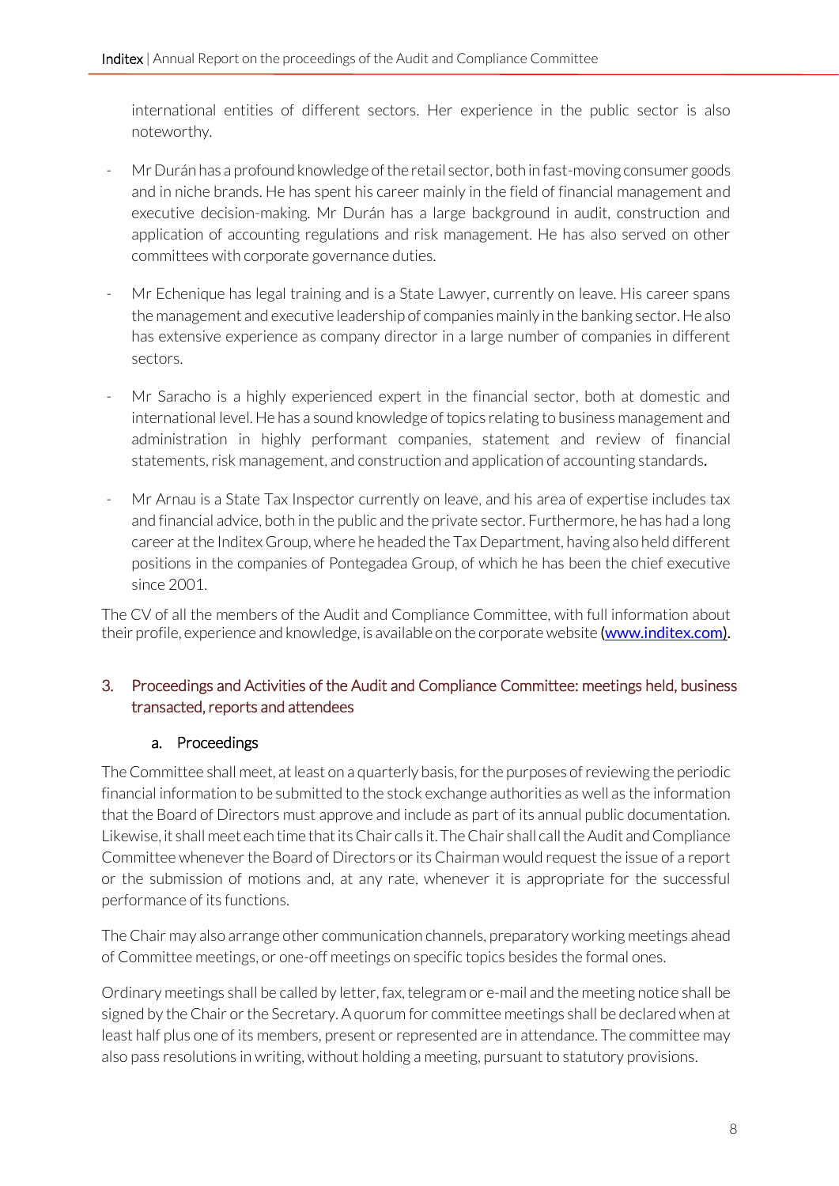international entities of different sectors. Her experience in the public sector is also noteworthy.

- Mr Durán has a profound knowledge of the retail sector, both in fast-moving consumer goods and in niche brands. He has spent his career mainly in the field of financial management and executive decision-making. Mr Durán has a large background in audit, construction and application of accounting regulations and risk management. He has also served on other committees with corporate governance duties.

- Mr Echenique has legal training and is a State Lawyer, currently on leave. His career spans the management and executive leadership of companies mainly in the banking sector. He also has extensive experience as company director in a large number of companies in different sectors.

- Mr Saracho is a highly experienced expert in the financial sector, both at domestic and international level. He has a sound knowledge of topics relating to business management and administration in highly performant companies, statement and review of financial statements, risk management, and construction and application of accounting standards.

- Mr Arnau is a State Tax Inspector currently on leave, and his area of expertise includes tax and financial advice, both in the public and the private sector. Furthermore, he has had a long career at the Inditex Group, where he headed the Tax Department, having also held different positions in the companies of Pontegadea Group, of which he has been the chief executive since 2001.

The CV of all the members of the Audit and Compliance Committee, with full information about their profile, experience and knowledge, is available on the corporate website (www.inditex.com).

## 3. Proceedings and Activities of the Audit and Compliance Committee: meetings held, business transacted, reports and attendees

### a. Proceedings

The Committee shall meet, at least on a quarterly basis, for the purposes of reviewing the periodic financial information to be submitted to the stock exchange authorities as well as the information that the Board of Directors must approve and include as part of its annual public documentation. Likewise, it shall meet each time that its Chair calls it. The Chair shall call the Audit and Compliance Committee whenever the Board of Directors or its Chairman would request the issue of a report or the submission of motions and, at any rate, whenever it is appropriate for the successful performance of its functions.

The Chair may also arrange other communication channels, preparatory working meetings ahead of Committee meetings, or one-off meetings on specific topics besides the formal ones.

Ordinary meetings shall be called by letter, fax, telegram or e-mail and the meeting notice shall be signed by the Chair or the Secretary. A quorum for committee meetings shall be declared when at least half plus one of its members, present or represented are in attendance. The committee may also pass resolutions in writing, without holding a meeting, pursuant to statutory provisions.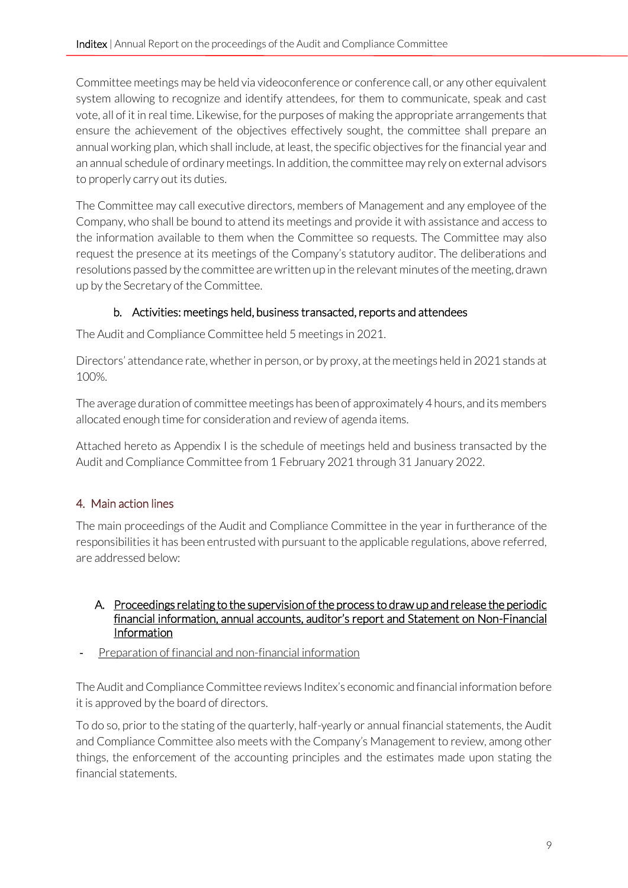Committee meetings may be held via videoconference or conference call, or any other equivalent system allowing to recognize and identify attendees, for them to communicate, speak and cast vote, all of it in real time. Likewise, for the purposes of making the appropriate arrangements that ensure the achievement of the objectives effectively sought, the committee shall prepare an annual working plan, which shall include, at least, the specific objectives for the financial year and an annual schedule of ordinary meetings. In addition, the committee may rely on external advisors to properly carry out its duties.

The Committee may call executive directors, members of Management and any employee of the Company, who shall be bound to attend its meetings and provide it with assistance and access to the information available to them when the Committee so requests. The Committee may also request the presence at its meetings of the Company's statutory auditor. The deliberations and resolutions passed by the committee are written up in the relevant minutes of the meeting, drawn up by the Secretary of the Committee.

### b. Activities: meetings held, business transacted, reports and attendees

The Audit and Compliance Committee held 5 meetings in 2021.

Directors' attendance rate, whether in person, or by proxy, at the meetings held in 2021 stands at 100%.

The average duration of committee meetings has been of approximately 4 hours, and its members allocated enough time for consideration and review of agenda items.

Attached hereto as Appendix I is the schedule of meetings held and business transacted by the Audit and Compliance Committee from 1 February 2021 through 31 January 2022.

## 4. Main action lines

The main proceedings of the Audit and Compliance Committee in the year in furtherance of the responsibilities it has been entrusted with pursuant to the applicable regulations, above referred, are addressed below:

### A. Proceedings relating to the supervision of the process to draw up and release the periodic financial information, annual accounts, auditor's report and Statement on Non-Financial Information

- Preparation of financial and non-financial information

The Audit and Compliance Committee reviews Inditex's economic and financial information before it is approved by the board of directors.

To do so, prior to the stating of the quarterly, half-yearly or annual financial statements, the Audit and Compliance Committee also meets with the Company's Management to review, among other things, the enforcement of the accounting principles and the estimates made upon stating the financial statements.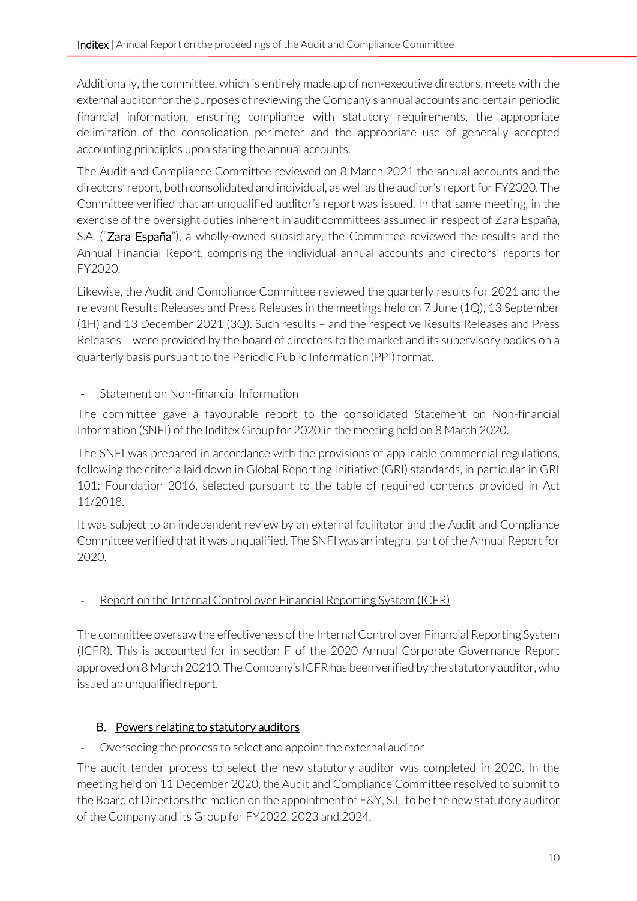Additionally, the committee, which is entirely made up of non-executive directors, meets with the external auditor for the purposes of reviewing the Company's annual accounts and certain periodic financial information, ensuring compliance with statutory requirements, the appropriate delimitation of the consolidation perimeter and the appropriate use of generally accepted accounting principles upon stating the annual accounts.

The Audit and Compliance Committee reviewed on 8 March 2021 the annual accounts and the directors' report, both consolidated and individual, as well as the auditor's report for FY2020. The Committee verified that an unqualified auditor's report was issued. In that same meeting, in the exercise of the oversight duties inherent in audit committees assumed in respect of Zara España, S.A. ("**Zara España**"), a wholly-owned subsidiary, the Committee reviewed the results and the Annual Financial Report, comprising the individual annual accounts and directors' reports for FY2020.

Likewise, the Audit and Compliance Committee reviewed the quarterly results for 2021 and the relevant Results Releases and Press Releases in the meetings held on 7 June (1Q), 13 September (1H) and 13 December 2021 (3Q). Such results – and the respective Results Releases and Press Releases – were provided by the board of directors to the market and its supervisory bodies on a quarterly basis pursuant to the Periodic Public Information (PPI) format.

- Statement on Non-financial Information

The committee gave a favourable report to the consolidated Statement on Non-financial Information (SNFI) of the Inditex Group for 2020 in the meeting held on 8 March 2020.

The SNFI was prepared in accordance with the provisions of applicable commercial regulations, following the criteria laid down in Global Reporting Initiative (GRI) standards, in particular in GRI 101: Foundation 2016, selected pursuant to the table of required contents provided in Act 11/2018.

It was subject to an independent review by an external facilitator and the Audit and Compliance Committee verified that it was unqualified. The SNFI was an integral part of the Annual Report for 2020.

- Report on the Internal Control over Financial Reporting System (ICFR)

The committee oversaw the effectiveness of the Internal Control over Financial Reporting System (ICFR). This is accounted for in section F of the 2020 Annual Corporate Governance Report approved on 8 March 20210. The Company's ICFR has been verified by the statutory auditor, who issued an unqualified report.

## B. Powers relating to statutory auditors

- Overseeing the process to select and appoint the external auditor

The audit tender process to select the new statutory auditor was completed in 2020. In the meeting held on 11 December 2020, the Audit and Compliance Committee resolved to submit to the Board of Directors the motion on the appointment of E&Y, S.L. to be the new statutory auditor of the Company and its Group for FY2022, 2023 and 2024.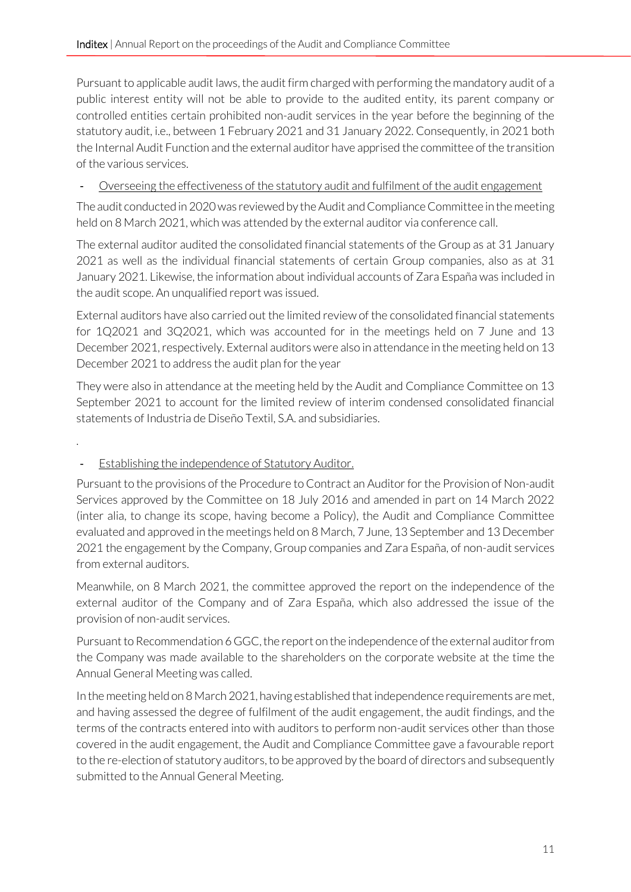Pursuant to applicable audit laws, the audit firm charged with performing the mandatory audit of a public interest entity will not be able to provide to the audited entity, its parent company or controlled entities certain prohibited non-audit services in the year before the beginning of the statutory audit, i.e., between 1 February 2021 and 31 January 2022. Consequently, in 2021 both the Internal Audit Function and the external auditor have apprised the committee of the transition of the various services.

- Overseeing the effectiveness of the statutory audit and fulfilment of the audit engagement

The audit conducted in 2020 was reviewed by the Audit and Compliance Committee in the meeting held on 8 March 2021, which was attended by the external auditor via conference call.

The external auditor audited the consolidated financial statements of the Group as at 31 January 2021 as well as the individual financial statements of certain Group companies, also as at 31 January 2021. Likewise, the information about individual accounts of Zara España was included in the audit scope. An unqualified report was issued.

External auditors have also carried out the limited review of the consolidated financial statements for 1Q2021 and 3Q2021, which was accounted for in the meetings held on 7 June and 13 December 2021, respectively. External auditors were also in attendance in the meeting held on 13 December 2021 to address the audit plan for the year

They were also in attendance at the meeting held by the Audit and Compliance Committee on 13 September 2021 to account for the limited review of interim condensed consolidated financial statements of Industria de Diseño Textil, S.A. and subsidiaries.

.

- Establishing the independence of Statutory Auditor.

Pursuant to the provisions of the Procedure to Contract an Auditor for the Provision of Non-audit Services approved by the Committee on 18 July 2016 and amended in part on 14 March 2022 (inter alia, to change its scope, having become a Policy), the Audit and Compliance Committee evaluated and approved in the meetings held on 8 March, 7 June, 13 September and 13 December 2021 the engagement by the Company, Group companies and Zara España, of non-audit services from external auditors.

Meanwhile, on 8 March 2021, the committee approved the report on the independence of the external auditor of the Company and of Zara España, which also addressed the issue of the provision of non-audit services.

Pursuant to Recommendation 6 GGC, the report on the independence of the external auditor from the Company was made available to the shareholders on the corporate website at the time the Annual General Meeting was called.

In the meeting held on 8 March 2021, having established that independence requirements are met, and having assessed the degree of fulfilment of the audit engagement, the audit findings, and the terms of the contracts entered into with auditors to perform non-audit services other than those covered in the audit engagement, the Audit and Compliance Committee gave a favourable report to the re-election of statutory auditors, to be approved by the board of directors and subsequently submitted to the Annual General Meeting.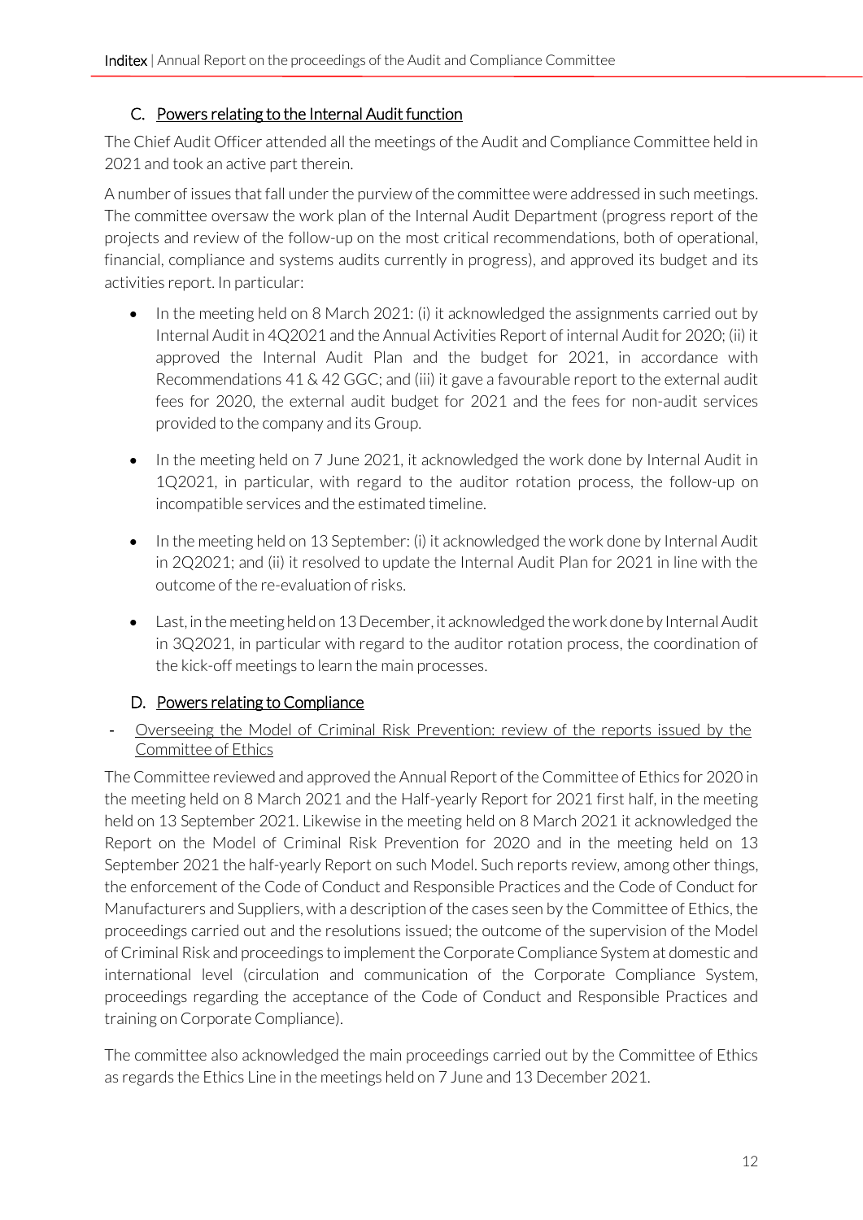### C. <u>Powers relating to the Internal Audit function</u>

The Chief Audit Officer attended all the meetings of the Audit and Compliance Committee held in 2021 and took an active part therein.

A number of issues that fall under the purview of the committee were addressed in such meetings. The committee oversaw the work plan of the Internal Audit Department (progress report of the projects and review of the follow-up on the most critical recommendations, both of operational, financial, compliance and systems audits currently in progress), and approved its budget and its activities report. In particular:

- In the meeting held on 8 March 2021: (i) it acknowledged the assignments carried out by Internal Audit in 4Q2021 and the Annual Activities Report of internal Audit for 2020; (ii) it approved the Internal Audit Plan and the budget for 2021, in accordance with Recommendations 41 & 42 GGC; and (iii) it gave a favourable report to the external audit fees for 2020, the external audit budget for 2021 and the fees for non-audit services provided to the company and its Group.

- In the meeting held on 7 June 2021, it acknowledged the work done by Internal Audit in 1Q2021, in particular, with regard to the auditor rotation process, the follow-up on incompatible services and the estimated timeline.

- In the meeting held on 13 September: (i) it acknowledged the work done by Internal Audit in 2Q2021; and (ii) it resolved to update the Internal Audit Plan for 2021 in line with the outcome of the re-evaluation of risks.

- Last, in the meeting held on 13 December, it acknowledged the work done by Internal Audit in 3Q2021, in particular with regard to the auditor rotation process, the coordination of the kick-off meetings to learn the main processes.

### D. <u>Powers relating to Compliance</u>

- <u>Overseeing the Model of Criminal Risk Prevention: review of the reports issued by the Committee of Ethics</u>

The Committee reviewed and approved the Annual Report of the Committee of Ethics for 2020 in the meeting held on 8 March 2021 and the Half-yearly Report for 2021 first half, in the meeting held on 13 September 2021. Likewise in the meeting held on 8 March 2021 it acknowledged the Report on the Model of Criminal Risk Prevention for 2020 and in the meeting held on 13 September 2021 the half-yearly Report on such Model. Such reports review, among other things, the enforcement of the Code of Conduct and Responsible Practices and the Code of Conduct for Manufacturers and Suppliers, with a description of the cases seen by the Committee of Ethics, the proceedings carried out and the resolutions issued; the outcome of the supervision of the Model of Criminal Risk and proceedings to implement the Corporate Compliance System at domestic and international level (circulation and communication of the Corporate Compliance System, proceedings regarding the acceptance of the Code of Conduct and Responsible Practices and training on Corporate Compliance).

The committee also acknowledged the main proceedings carried out by the Committee of Ethics as regards the Ethics Line in the meetings held on 7 June and 13 December 2021.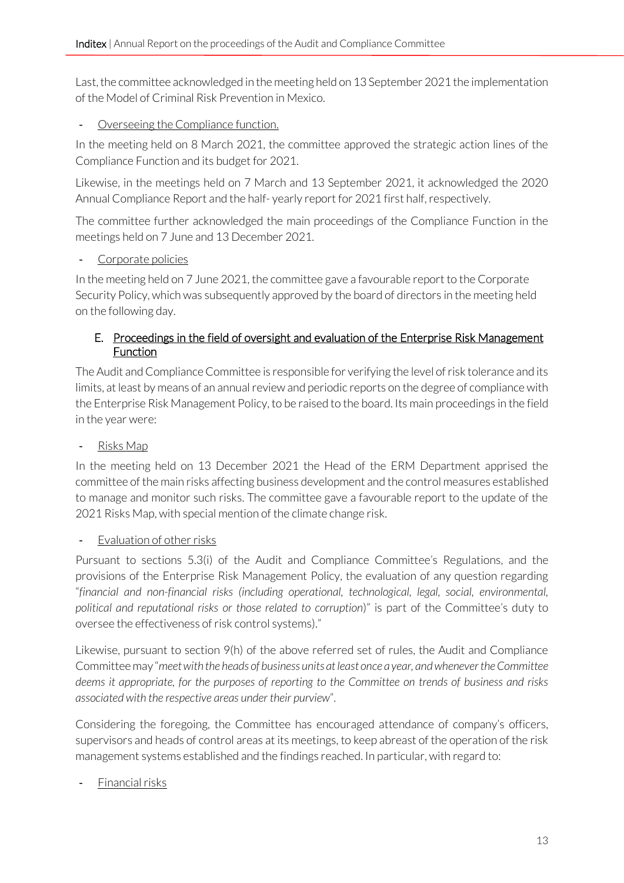Last, the committee acknowledged in the meeting held on 13 September 2021 the implementation of the Model of Criminal Risk Prevention in Mexico.

- Overseeing the Compliance function.

In the meeting held on 8 March 2021, the committee approved the strategic action lines of the Compliance Function and its budget for 2021.

Likewise, in the meetings held on 7 March and 13 September 2021, it acknowledged the 2020 Annual Compliance Report and the half- yearly report for 2021 first half, respectively.

The committee further acknowledged the main proceedings of the Compliance Function in the meetings held on 7 June and 13 December 2021.

- Corporate policies

In the meeting held on 7 June 2021, the committee gave a favourable report to the Corporate Security Policy, which was subsequently approved by the board of directors in the meeting held on the following day.

### E. Proceedings in the field of oversight and evaluation of the Enterprise Risk Management Function

The Audit and Compliance Committee is responsible for verifying the level of risk tolerance and its limits, at least by means of an annual review and periodic reports on the degree of compliance with the Enterprise Risk Management Policy, to be raised to the board. Its main proceedings in the field in the year were:

- Risks Map

In the meeting held on 13 December 2021 the Head of the ERM Department apprised the committee of the main risks affecting business development and the control measures established to manage and monitor such risks. The committee gave a favourable report to the update of the 2021 Risks Map, with special mention of the climate change risk.

- Evaluation of other risks

Pursuant to sections 5.3(i) of the Audit and Compliance Committee's Regulations, and the provisions of the Enterprise Risk Management Policy, the evaluation of any question regarding "*financial and non-financial risks (including operational, technological, legal, social, environmental, political and reputational risks or those related to corruption*)" is part of the Committee's duty to oversee the effectiveness of risk control systems)."

Likewise, pursuant to section 9(h) of the above referred set of rules, the Audit and Compliance Committee may "*meet with the heads of business units at least once a year, and whenever the Committee deems it appropriate, for the purposes of reporting to the Committee on trends of business and risks associated with the respective areas under their purview*".

Considering the foregoing, the Committee has encouraged attendance of company's officers, supervisors and heads of control areas at its meetings, to keep abreast of the operation of the risk management systems established and the findings reached. In particular, with regard to:

- Financial risks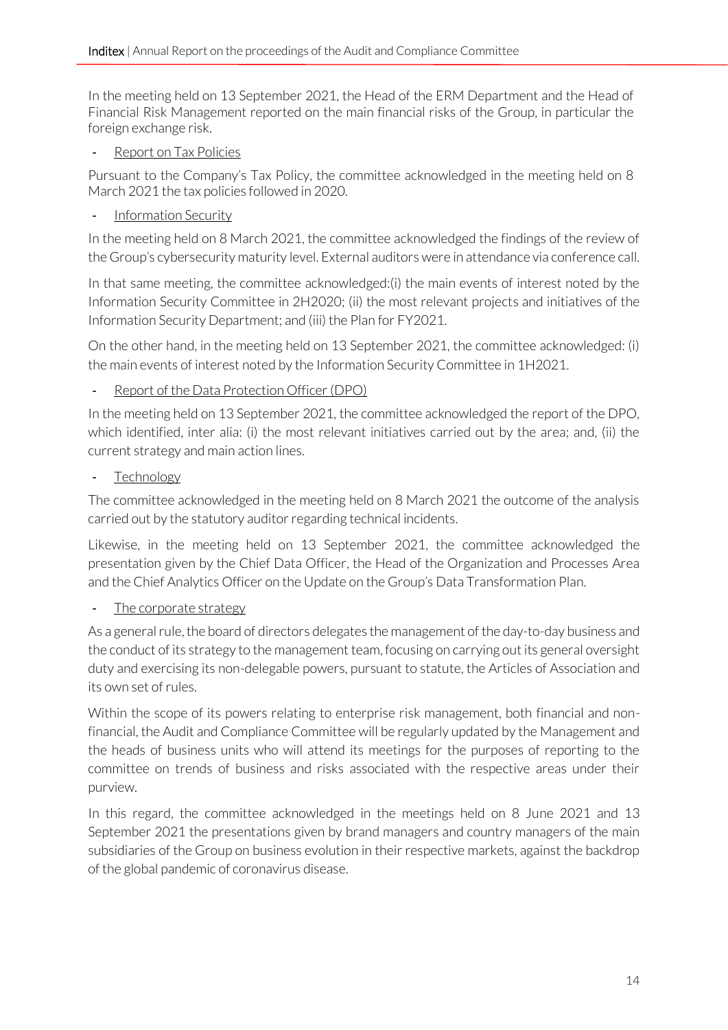In the meeting held on 13 September 2021, the Head of the ERM Department and the Head of Financial Risk Management reported on the main financial risks of the Group, in particular the foreign exchange risk.

- Report on Tax Policies

Pursuant to the Company's Tax Policy, the committee acknowledged in the meeting held on 8 March 2021 the tax policies followed in 2020.

- Information Security

In the meeting held on 8 March 2021, the committee acknowledged the findings of the review of the Group's cybersecurity maturity level. External auditors were in attendance via conference call.

In that same meeting, the committee acknowledged:(i) the main events of interest noted by the Information Security Committee in 2H2020; (ii) the most relevant projects and initiatives of the Information Security Department; and (iii) the Plan for FY2021.

On the other hand, in the meeting held on 13 September 2021, the committee acknowledged: (i) the main events of interest noted by the Information Security Committee in 1H2021.

- Report of the Data Protection Officer (DPO)

In the meeting held on 13 September 2021, the committee acknowledged the report of the DPO, which identified, inter alia: (i) the most relevant initiatives carried out by the area; and, (ii) the current strategy and main action lines.

- Technology

The committee acknowledged in the meeting held on 8 March 2021 the outcome of the analysis carried out by the statutory auditor regarding technical incidents.

Likewise, in the meeting held on 13 September 2021, the committee acknowledged the presentation given by the Chief Data Officer, the Head of the Organization and Processes Area and the Chief Analytics Officer on the Update on the Group's Data Transformation Plan.

- The corporate strategy

As a general rule, the board of directors delegates the management of the day-to-day business and the conduct of its strategy to the management team, focusing on carrying out its general oversight duty and exercising its non-delegable powers, pursuant to statute, the Articles of Association and its own set of rules.

Within the scope of its powers relating to enterprise risk management, both financial and non-financial, the Audit and Compliance Committee will be regularly updated by the Management and the heads of business units who will attend its meetings for the purposes of reporting to the committee on trends of business and risks associated with the respective areas under their purview.

In this regard, the committee acknowledged in the meetings held on 8 June 2021 and 13 September 2021 the presentations given by brand managers and country managers of the main subsidiaries of the Group on business evolution in their respective markets, against the backdrop of the global pandemic of coronavirus disease.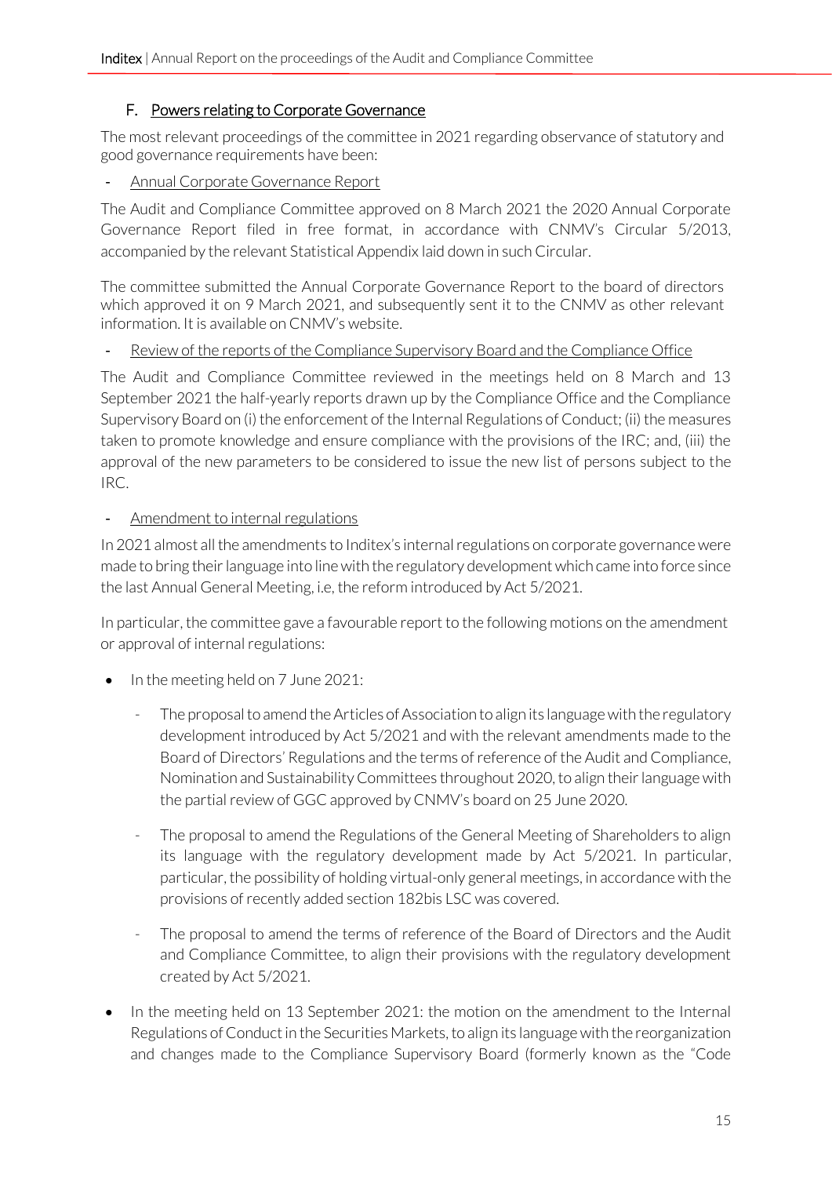### F. Powers relating to Corporate Governance

The most relevant proceedings of the committee in 2021 regarding observance of statutory and good governance requirements have been:

- Annual Corporate Governance Report

The Audit and Compliance Committee approved on 8 March 2021 the 2020 Annual Corporate Governance Report filed in free format, in accordance with CNMV's Circular 5/2013, accompanied by the relevant Statistical Appendix laid down in such Circular.

The committee submitted the Annual Corporate Governance Report to the board of directors which approved it on 9 March 2021, and subsequently sent it to the CNMV as other relevant information. It is available on CNMV's website.

- Review of the reports of the Compliance Supervisory Board and the Compliance Office

The Audit and Compliance Committee reviewed in the meetings held on 8 March and 13 September 2021 the half-yearly reports drawn up by the Compliance Office and the Compliance Supervisory Board on (i) the enforcement of the Internal Regulations of Conduct; (ii) the measures taken to promote knowledge and ensure compliance with the provisions of the IRC; and, (iii) the approval of the new parameters to be considered to issue the new list of persons subject to the IRC.

- Amendment to internal regulations

In 2021 almost all the amendments to Inditex's internal regulations on corporate governance were made to bring their language into line with the regulatory development which came into force since the last Annual General Meeting, i.e, the reform introduced by Act 5/2021.

In particular, the committee gave a favourable report to the following motions on the amendment or approval of internal regulations:

- In the meeting held on 7 June 2021:
  - The proposal to amend the Articles of Association to align its language with the regulatory development introduced by Act 5/2021 and with the relevant amendments made to the Board of Directors' Regulations and the terms of reference of the Audit and Compliance, Nomination and Sustainability Committees throughout 2020, to align their language with the partial review of GGC approved by CNMV's board on 25 June 2020.
  - The proposal to amend the Regulations of the General Meeting of Shareholders to align its language with the regulatory development made by Act 5/2021. In particular, particular, the possibility of holding virtual-only general meetings, in accordance with the provisions of recently added section 182bis LSC was covered.
  - The proposal to amend the terms of reference of the Board of Directors and the Audit and Compliance Committee, to align their provisions with the regulatory development created by Act 5/2021.
- In the meeting held on 13 September 2021: the motion on the amendment to the Internal Regulations of Conduct in the Securities Markets, to align its language with the reorganization and changes made to the Compliance Supervisory Board (formerly known as the "Code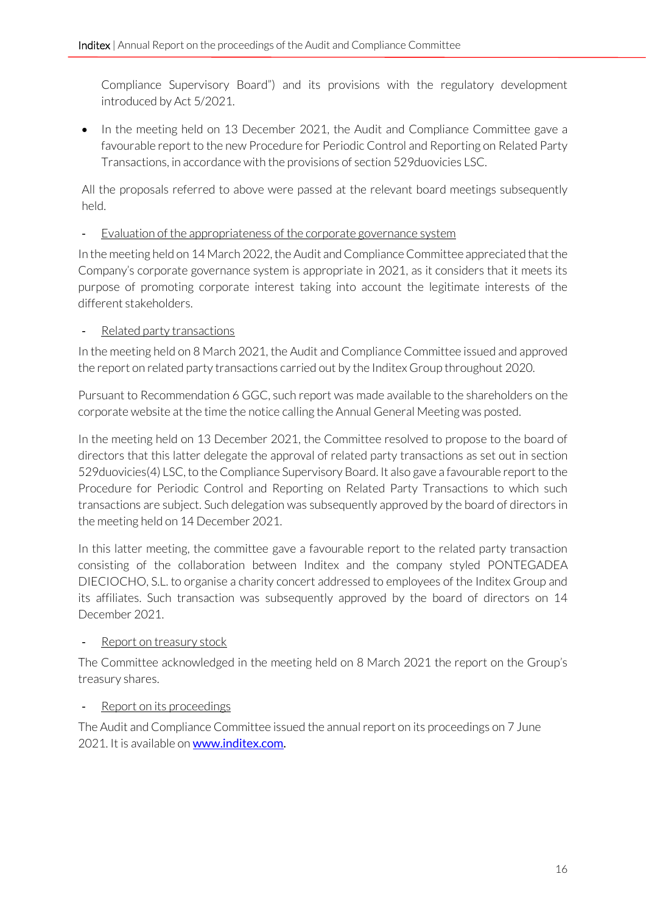Compliance Supervisory Board") and its provisions with the regulatory development introduced by Act 5/2021.

- In the meeting held on 13 December 2021, the Audit and Compliance Committee gave a favourable report to the new Procedure for Periodic Control and Reporting on Related Party Transactions, in accordance with the provisions of section 529duovicies LSC.

All the proposals referred to above were passed at the relevant board meetings subsequently held.

- Evaluation of the appropriateness of the corporate governance system

In the meeting held on 14 March 2022, the Audit and Compliance Committee appreciated that the Company's corporate governance system is appropriate in 2021, as it considers that it meets its purpose of promoting corporate interest taking into account the legitimate interests of the different stakeholders.

- Related party transactions

In the meeting held on 8 March 2021, the Audit and Compliance Committee issued and approved the report on related party transactions carried out by the Inditex Group throughout 2020.

Pursuant to Recommendation 6 GGC, such report was made available to the shareholders on the corporate website at the time the notice calling the Annual General Meeting was posted.

In the meeting held on 13 December 2021, the Committee resolved to propose to the board of directors that this latter delegate the approval of related party transactions as set out in section 529duovicies(4) LSC, to the Compliance Supervisory Board. It also gave a favourable report to the Procedure for Periodic Control and Reporting on Related Party Transactions to which such transactions are subject. Such delegation was subsequently approved by the board of directors in the meeting held on 14 December 2021.

In this latter meeting, the committee gave a favourable report to the related party transaction consisting of the collaboration between Inditex and the company styled PONTEGADEA DIECIOCHO, S.L. to organise a charity concert addressed to employees of the Inditex Group and its affiliates. Such transaction was subsequently approved by the board of directors on 14 December 2021.

- Report on treasury stock

The Committee acknowledged in the meeting held on 8 March 2021 the report on the Group's treasury shares.

- Report on its proceedings

The Audit and Compliance Committee issued the annual report on its proceedings on 7 June 2021. It is available on www.inditex.com.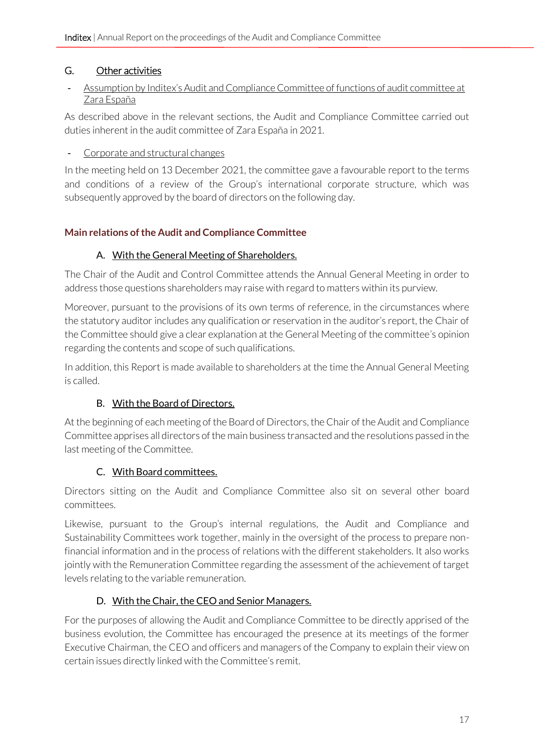## G. Other activities

- Assumption by Inditex's Audit and Compliance Committee of functions of audit committee at Zara España

As described above in the relevant sections, the Audit and Compliance Committee carried out duties inherent in the audit committee of Zara España in 2021.

- Corporate and structural changes

In the meeting held on 13 December 2021, the committee gave a favourable report to the terms and conditions of a review of the Group's international corporate structure, which was subsequently approved by the board of directors on the following day.

## Main relations of the Audit and Compliance Committee

### A. With the General Meeting of Shareholders.

The Chair of the Audit and Control Committee attends the Annual General Meeting in order to address those questions shareholders may raise with regard to matters within its purview.

Moreover, pursuant to the provisions of its own terms of reference, in the circumstances where the statutory auditor includes any qualification or reservation in the auditor's report, the Chair of the Committee should give a clear explanation at the General Meeting of the committee's opinion regarding the contents and scope of such qualifications.

In addition, this Report is made available to shareholders at the time the Annual General Meeting is called.

### B. With the Board of Directors.

At the beginning of each meeting of the Board of Directors, the Chair of the Audit and Compliance Committee apprises all directors of the main business transacted and the resolutions passed in the last meeting of the Committee.

### C. With Board committees.

Directors sitting on the Audit and Compliance Committee also sit on several other board committees.

Likewise, pursuant to the Group's internal regulations, the Audit and Compliance and Sustainability Committees work together, mainly in the oversight of the process to prepare non-financial information and in the process of relations with the different stakeholders. It also works jointly with the Remuneration Committee regarding the assessment of the achievement of target levels relating to the variable remuneration.

### D. With the Chair, the CEO and Senior Managers.

For the purposes of allowing the Audit and Compliance Committee to be directly apprised of the business evolution, the Committee has encouraged the presence at its meetings of the former Executive Chairman, the CEO and officers and managers of the Company to explain their view on certain issues directly linked with the Committee's remit.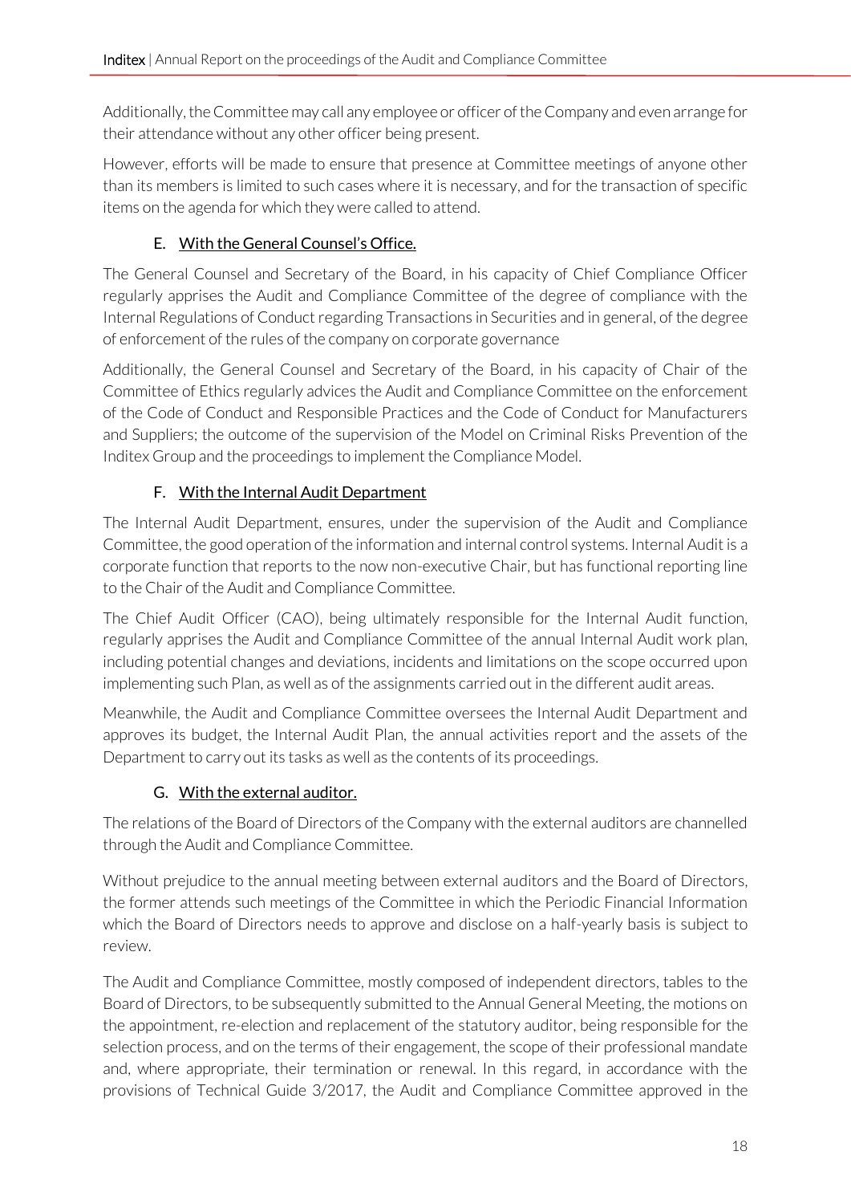Additionally, the Committee may call any employee or officer of the Company and even arrange for their attendance without any other officer being present.

However, efforts will be made to ensure that presence at Committee meetings of anyone other than its members is limited to such cases where it is necessary, and for the transaction of specific items on the agenda for which they were called to attend.

### E. With the General Counsel's Office.

The General Counsel and Secretary of the Board, in his capacity of Chief Compliance Officer regularly apprises the Audit and Compliance Committee of the degree of compliance with the Internal Regulations of Conduct regarding Transactions in Securities and in general, of the degree of enforcement of the rules of the company on corporate governance

Additionally, the General Counsel and Secretary of the Board, in his capacity of Chair of the Committee of Ethics regularly advices the Audit and Compliance Committee on the enforcement of the Code of Conduct and Responsible Practices and the Code of Conduct for Manufacturers and Suppliers; the outcome of the supervision of the Model on Criminal Risks Prevention of the Inditex Group and the proceedings to implement the Compliance Model.

### F. With the Internal Audit Department

The Internal Audit Department, ensures, under the supervision of the Audit and Compliance Committee, the good operation of the information and internal control systems. Internal Audit is a corporate function that reports to the now non-executive Chair, but has functional reporting line to the Chair of the Audit and Compliance Committee.

The Chief Audit Officer (CAO), being ultimately responsible for the Internal Audit function, regularly apprises the Audit and Compliance Committee of the annual Internal Audit work plan, including potential changes and deviations, incidents and limitations on the scope occurred upon implementing such Plan, as well as of the assignments carried out in the different audit areas.

Meanwhile, the Audit and Compliance Committee oversees the Internal Audit Department and approves its budget, the Internal Audit Plan, the annual activities report and the assets of the Department to carry out its tasks as well as the contents of its proceedings.

### G. With the external auditor.

The relations of the Board of Directors of the Company with the external auditors are channelled through the Audit and Compliance Committee.

Without prejudice to the annual meeting between external auditors and the Board of Directors, the former attends such meetings of the Committee in which the Periodic Financial Information which the Board of Directors needs to approve and disclose on a half-yearly basis is subject to review.

The Audit and Compliance Committee, mostly composed of independent directors, tables to the Board of Directors, to be subsequently submitted to the Annual General Meeting, the motions on the appointment, re-election and replacement of the statutory auditor, being responsible for the selection process, and on the terms of their engagement, the scope of their professional mandate and, where appropriate, their termination or renewal. In this regard, in accordance with the provisions of Technical Guide 3/2017, the Audit and Compliance Committee approved in the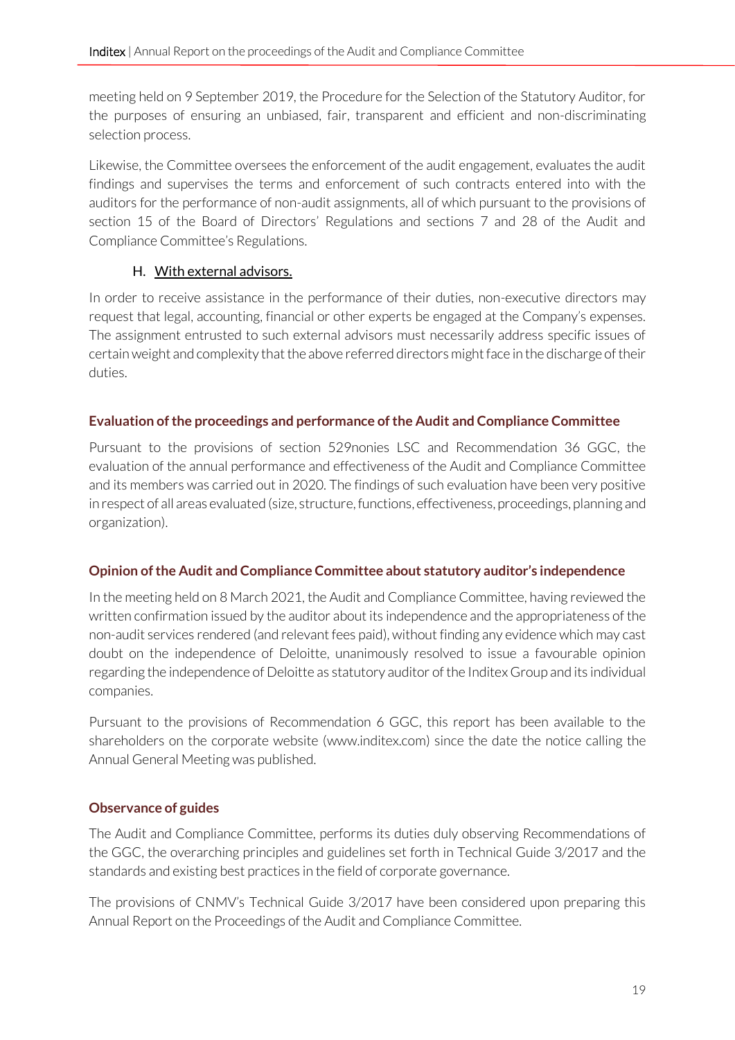meeting held on 9 September 2019, the Procedure for the Selection of the Statutory Auditor, for the purposes of ensuring an unbiased, fair, transparent and efficient and non-discriminating selection process.

Likewise, the Committee oversees the enforcement of the audit engagement, evaluates the audit findings and supervises the terms and enforcement of such contracts entered into with the auditors for the performance of non-audit assignments, all of which pursuant to the provisions of section 15 of the Board of Directors' Regulations and sections 7 and 28 of the Audit and Compliance Committee's Regulations.

H. With external advisors.

In order to receive assistance in the performance of their duties, non-executive directors may request that legal, accounting, financial or other experts be engaged at the Company's expenses. The assignment entrusted to such external advisors must necessarily address specific issues of certain weight and complexity that the above referred directors might face in the discharge of their duties.

## Evaluation of the proceedings and performance of the Audit and Compliance Committee

Pursuant to the provisions of section 529nonies LSC and Recommendation 36 GGC, the evaluation of the annual performance and effectiveness of the Audit and Compliance Committee and its members was carried out in 2020. The findings of such evaluation have been very positive in respect of all areas evaluated (size, structure, functions, effectiveness, proceedings, planning and organization).

## Opinion of the Audit and Compliance Committee about statutory auditor's independence

In the meeting held on 8 March 2021, the Audit and Compliance Committee, having reviewed the written confirmation issued by the auditor about its independence and the appropriateness of the non-audit services rendered (and relevant fees paid), without finding any evidence which may cast doubt on the independence of Deloitte, unanimously resolved to issue a favourable opinion regarding the independence of Deloitte as statutory auditor of the Inditex Group and its individual companies.

Pursuant to the provisions of Recommendation 6 GGC, this report has been available to the shareholders on the corporate website (www.inditex.com) since the date the notice calling the Annual General Meeting was published.

## Observance of guides

The Audit and Compliance Committee, performs its duties duly observing Recommendations of the GGC, the overarching principles and guidelines set forth in Technical Guide 3/2017 and the standards and existing best practices in the field of corporate governance.

The provisions of CNMV's Technical Guide 3/2017 have been considered upon preparing this Annual Report on the Proceedings of the Audit and Compliance Committee.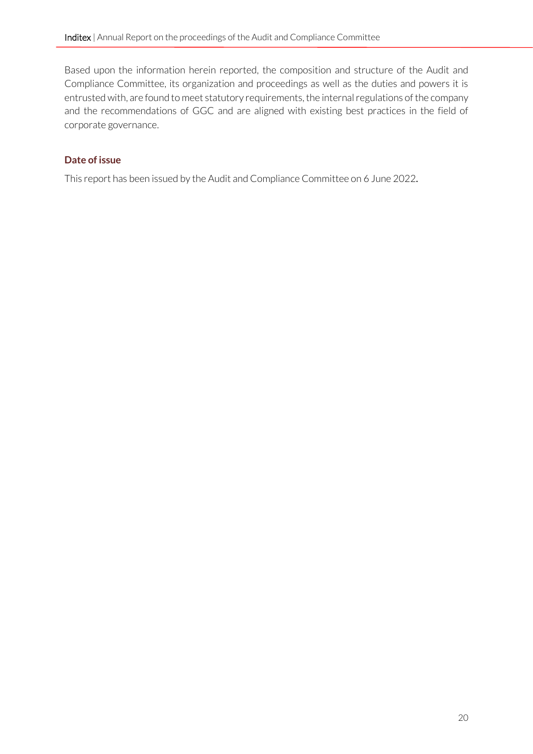Based upon the information herein reported, the composition and structure of the Audit and Compliance Committee, its organization and proceedings as well as the duties and powers it is entrusted with, are found to meet statutory requirements, the internal regulations of the company and the recommendations of GGC and are aligned with existing best practices in the field of corporate governance.

**Date of issue**

This report has been issued by the Audit and Compliance Committee on 6 June 2022.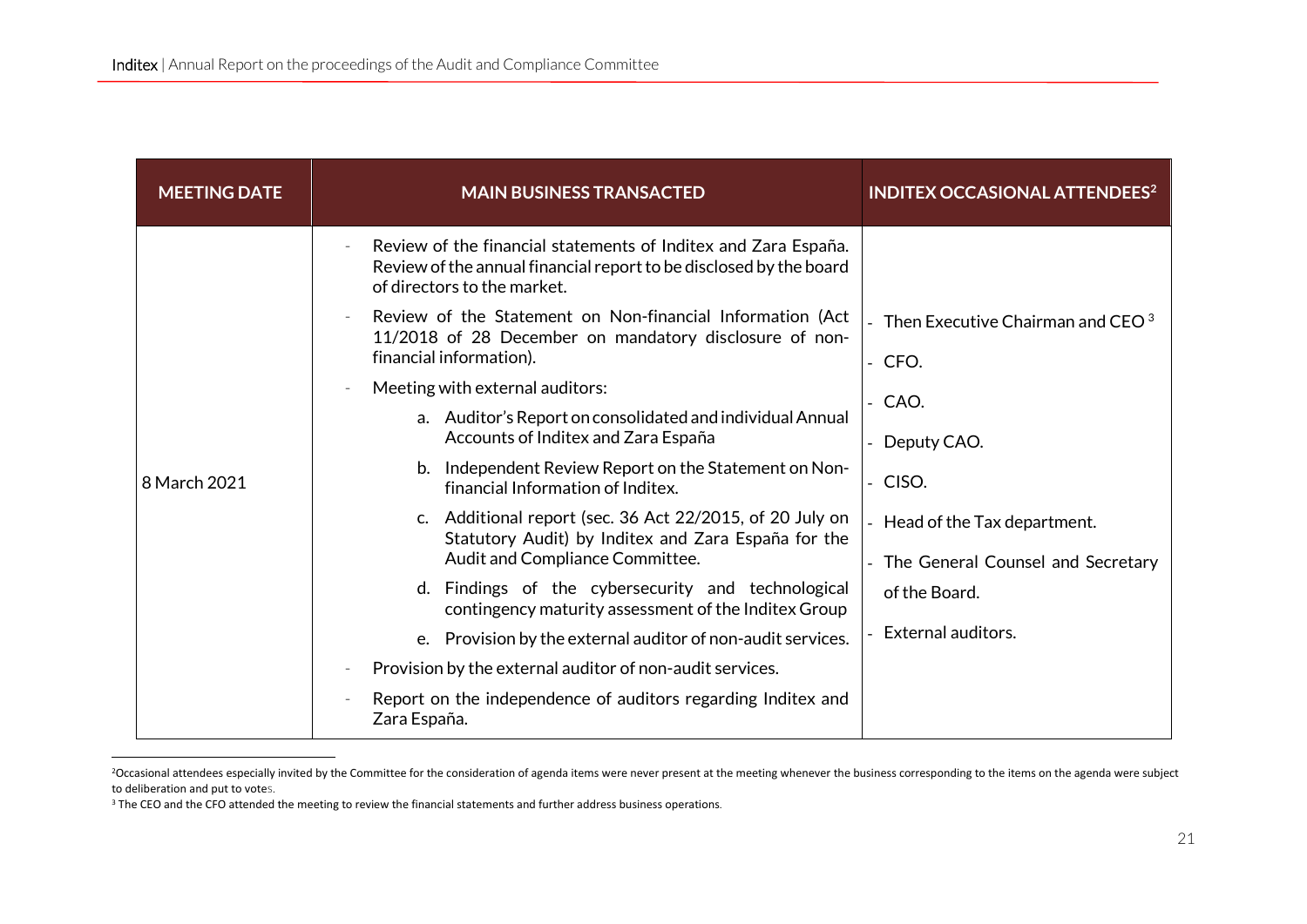| MEETING DATE | MAIN BUSINESS TRANSACTED | INDITEX OCCASIONAL ATTENDEES[2] |
|---|---|---|
| 8 March 2021 | - Review of the financial statements of Inditex and Zara España. Review of the annual financial report to be disclosed by the board of directors to the market.<br>- Review of the Statement on Non-financial Information (Act 11/2018 of 28 December on mandatory disclosure of non-financial information).<br>- Meeting with external auditors:<br>a. Auditor's Report on consolidated and individual Annual Accounts of Inditex and Zara España<br>b. Independent Review Report on the Statement on Non-financial Information of Inditex.<br>c. Additional report (sec. 36 Act 22/2015, of 20 July on Statutory Audit) by Inditex and Zara España for the Audit and Compliance Committee.<br>d. Findings of the cybersecurity and technological contingency maturity assessment of the Inditex Group<br>e. Provision by the external auditor of non-audit services.<br>- Provision by the external auditor of non-audit services.<br>- Report on the independence of auditors regarding Inditex and Zara España. | - Then Executive Chairman and CEO [3]<br>- CFO.<br>- CAO.<br>- Deputy CAO.<br>- CISO.<br>- Head of the Tax department.<br>- The General Counsel and Secretary of the Board.<br>- External auditors. |

[2]Occasional attendees especially invited by the Committee for the consideration of agenda items were never present at the meeting whenever the business corresponding to the items on the agenda were subject to deliberation and put to votes.

[3] The CEO and the CFO attended the meeting to review the financial statements and further address business operations.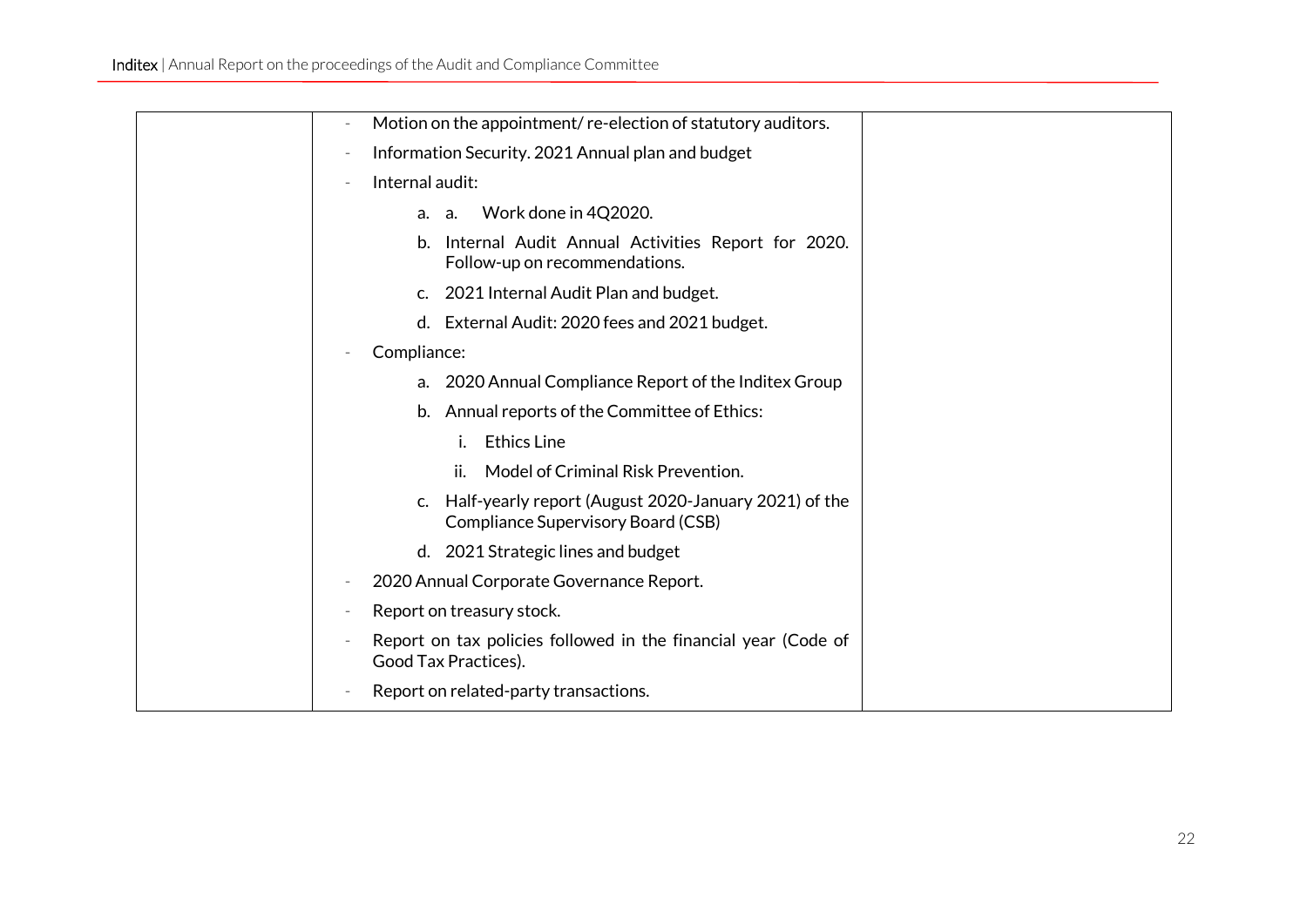| | | |
|---|---|---|
| | - Motion on the appointment/ re-election of statutory auditors.<br>- Information Security. 2021 Annual plan and budget<br>- Internal audit:<br>&nbsp;&nbsp;&nbsp;&nbsp;a. a. Work done in 4Q2020.<br>&nbsp;&nbsp;&nbsp;&nbsp;b. Internal Audit Annual Activities Report for 2020. Follow-up on recommendations.<br>&nbsp;&nbsp;&nbsp;&nbsp;c. 2021 Internal Audit Plan and budget.<br>&nbsp;&nbsp;&nbsp;&nbsp;d. External Audit: 2020 fees and 2021 budget.<br>- Compliance:<br>&nbsp;&nbsp;&nbsp;&nbsp;a. 2020 Annual Compliance Report of the Inditex Group<br>&nbsp;&nbsp;&nbsp;&nbsp;b. Annual reports of the Committee of Ethics:<br>&nbsp;&nbsp;&nbsp;&nbsp;&nbsp;&nbsp;&nbsp;&nbsp;i. Ethics Line<br>&nbsp;&nbsp;&nbsp;&nbsp;&nbsp;&nbsp;&nbsp;&nbsp;ii. Model of Criminal Risk Prevention.<br>&nbsp;&nbsp;&nbsp;&nbsp;c. Half-yearly report (August 2020-January 2021) of the Compliance Supervisory Board (CSB)<br>&nbsp;&nbsp;&nbsp;&nbsp;d. 2021 Strategic lines and budget<br>- 2020 Annual Corporate Governance Report.<br>- Report on treasury stock.<br>- Report on tax policies followed in the financial year (Code of Good Tax Practices).<br>- Report on related-party transactions. | |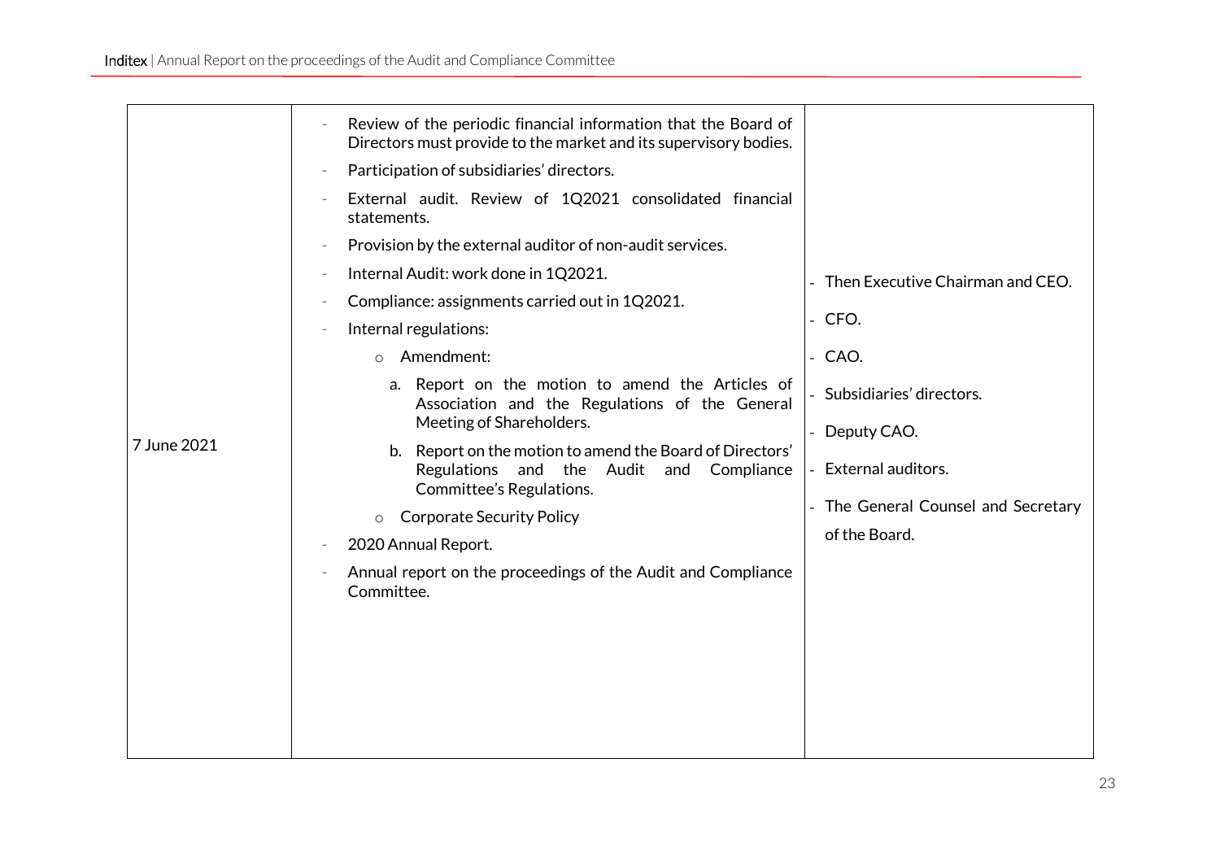| | | |
|---|---|---|
| 7 June 2021 | - Review of the periodic financial information that the Board of Directors must provide to the market and its supervisory bodies.<br>- Participation of subsidiaries' directors.<br>- External audit. Review of 1Q2021 consolidated financial statements.<br>- Provision by the external auditor of non-audit services.<br>- Internal Audit: work done in 1Q2021.<br>- Compliance: assignments carried out in 1Q2021.<br>- Internal regulations:<br>&nbsp;&nbsp;o Amendment:<br>&nbsp;&nbsp;&nbsp;&nbsp;a. Report on the motion to amend the Articles of Association and the Regulations of the General Meeting of Shareholders.<br>&nbsp;&nbsp;&nbsp;&nbsp;b. Report on the motion to amend the Board of Directors' Regulations and the Audit and Compliance Committee's Regulations.<br>&nbsp;&nbsp;o Corporate Security Policy<br>- 2020 Annual Report.<br>- Annual report on the proceedings of the Audit and Compliance Committee. | - Then Executive Chairman and CEO.<br>- CFO.<br>- CAO.<br>- Subsidiaries' directors.<br>- Deputy CAO.<br>- External auditors.<br>- The General Counsel and Secretary of the Board. |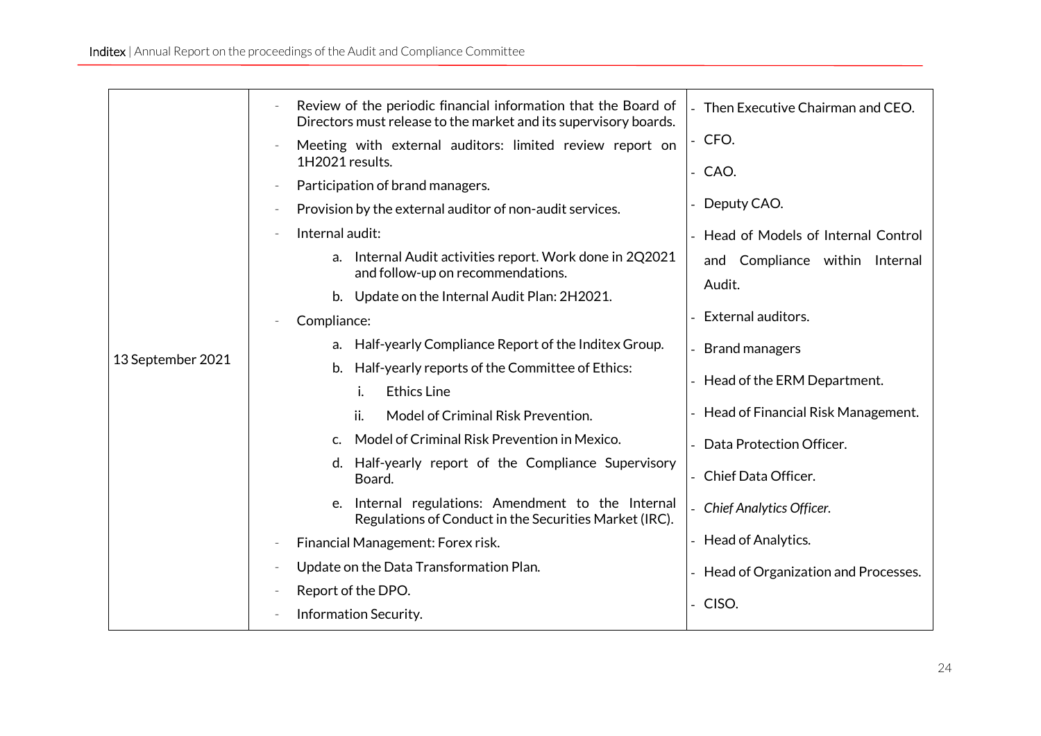| | | |
|---|---|---|
| 13 September 2021 | - Review of the periodic financial information that the Board of Directors must release to the market and its supervisory boards.<br>- Meeting with external auditors: limited review report on 1H2021 results.<br>- Participation of brand managers.<br>- Provision by the external auditor of non-audit services.<br>- Internal audit:<br>&nbsp;&nbsp;&nbsp;&nbsp;a. Internal Audit activities report. Work done in 2Q2021 and follow-up on recommendations.<br>&nbsp;&nbsp;&nbsp;&nbsp;b. Update on the Internal Audit Plan: 2H2021.<br>- Compliance:<br>&nbsp;&nbsp;&nbsp;&nbsp;a. Half-yearly Compliance Report of the Inditex Group.<br>&nbsp;&nbsp;&nbsp;&nbsp;b. Half-yearly reports of the Committee of Ethics:<br>&nbsp;&nbsp;&nbsp;&nbsp;&nbsp;&nbsp;&nbsp;&nbsp;i. Ethics Line<br>&nbsp;&nbsp;&nbsp;&nbsp;&nbsp;&nbsp;&nbsp;&nbsp;ii. Model of Criminal Risk Prevention.<br>&nbsp;&nbsp;&nbsp;&nbsp;c. Model of Criminal Risk Prevention in Mexico.<br>&nbsp;&nbsp;&nbsp;&nbsp;d. Half-yearly report of the Compliance Supervisory Board.<br>&nbsp;&nbsp;&nbsp;&nbsp;e. Internal regulations: Amendment to the Internal Regulations of Conduct in the Securities Market (IRC).<br>- Financial Management: Forex risk.<br>- Update on the Data Transformation Plan.<br>- Report of the DPO.<br>- Information Security. | - Then Executive Chairman and CEO.<br>- CFO.<br>- CAO.<br>- Deputy CAO.<br>- Head of Models of Internal Control and Compliance within Internal Audit.<br>- External auditors.<br>- Brand managers<br>- Head of the ERM Department.<br>- Head of Financial Risk Management.<br>- Data Protection Officer.<br>- Chief Data Officer.<br>- *Chief Analytics Officer.*<br>- Head of Analytics.<br>- Head of Organization and Processes.<br>- CISO. |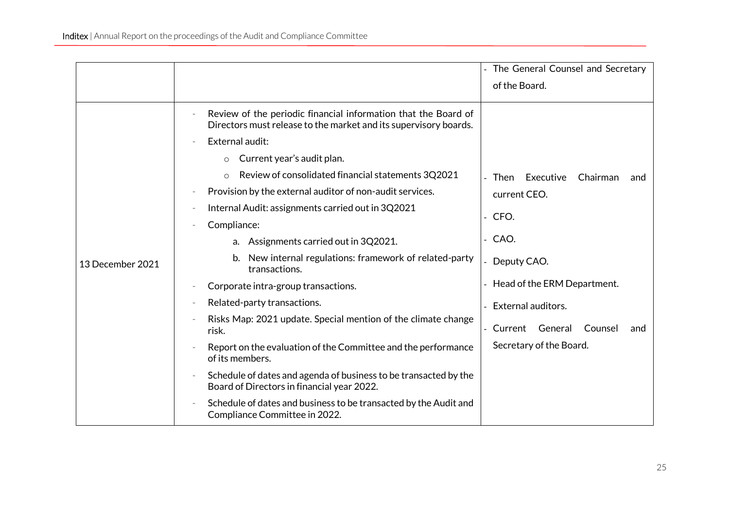| | | |
|---|---|---|
| | | - The General Counsel and Secretary of the Board. |
| 13 December 2021 | - Review of the periodic financial information that the Board of Directors must release to the market and its supervisory boards.<br>- External audit:<br>&nbsp;&nbsp;o Current year's audit plan.<br>&nbsp;&nbsp;o Review of consolidated financial statements 3Q2021<br>- Provision by the external auditor of non-audit services.<br>- Internal Audit: assignments carried out in 3Q2021<br>- Compliance:<br>&nbsp;&nbsp;a. Assignments carried out in 3Q2021.<br>&nbsp;&nbsp;b. New internal regulations: framework of related-party transactions.<br>- Corporate intra-group transactions.<br>- Related-party transactions.<br>- Risks Map: 2021 update. Special mention of the climate change risk.<br>- Report on the evaluation of the Committee and the performance of its members.<br>- Schedule of dates and agenda of business to be transacted by the Board of Directors in financial year 2022.<br>- Schedule of dates and business to be transacted by the Audit and Compliance Committee in 2022. | - Then Executive Chairman and current CEO.<br>- CFO.<br>- CAO.<br>- Deputy CAO.<br>- Head of the ERM Department.<br>- External auditors.<br>- Current General Counsel and Secretary of the Board. |